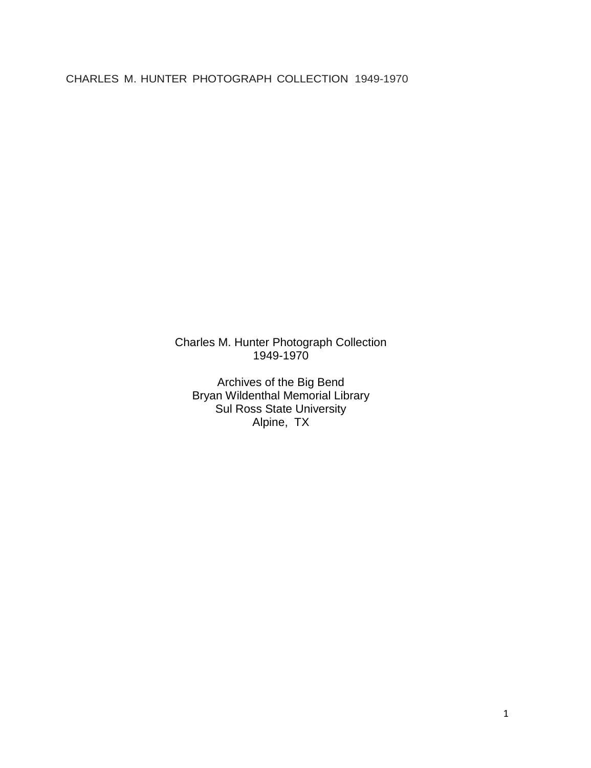CHARLES M. HUNTER PHOTOGRAPH COLLECTION 1949-1970

# Charles M. Hunter Photograph Collection
1949-1970

Archives of the Big Bend
Bryan Wildenthal Memorial Library
Sul Ross State University
Alpine, TX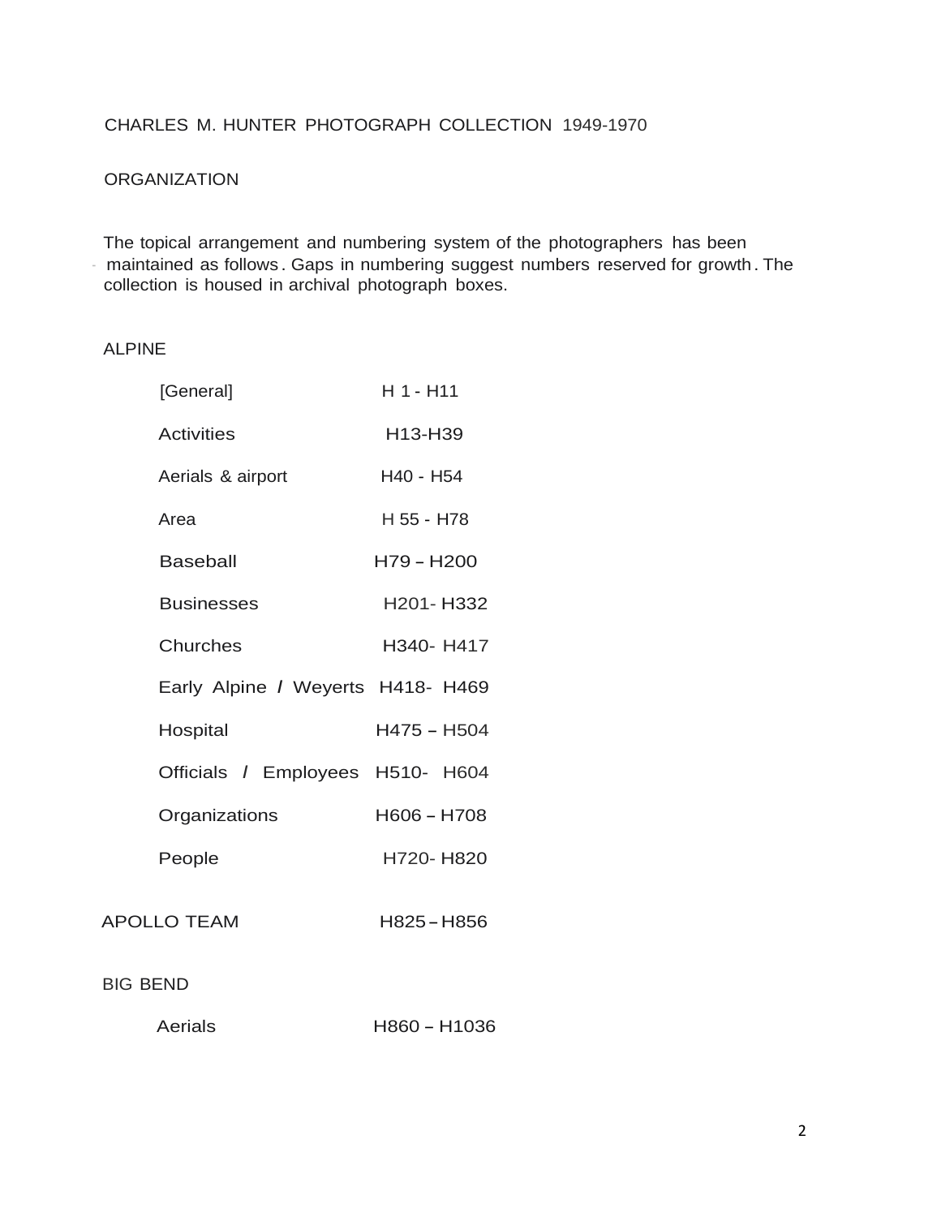# CHARLES M. HUNTER PHOTOGRAPH COLLECTION 1949-1970

## ORGANIZATION

The topical arrangement and numbering system of the photographers has been maintained as follows. Gaps in numbering suggest numbers reserved for growth. The collection is housed in archival photograph boxes.

### ALPINE

| | |
|---|---|
| [General] | H 1 - H11 |
| Activities | H13-H39 |
| Aerials & airport | H40 - H54 |
| Area | H 55 - H78 |
| Baseball | H79 – H200 |
| Businesses | H201- H332 |
| Churches | H340- H417 |
| Early Alpine / Weyerts | H418- H469 |
| Hospital | H475 – H504 |
| Officials / Employees | H510- H604 |
| Organizations | H606 – H708 |
| People | H720- H820 |

### APOLLO TEAM

| | |
|---|---|
| APOLLO TEAM | H825 – H856 |

### BIG BEND

| | |
|---|---|
| Aerials | H860 – H1036 |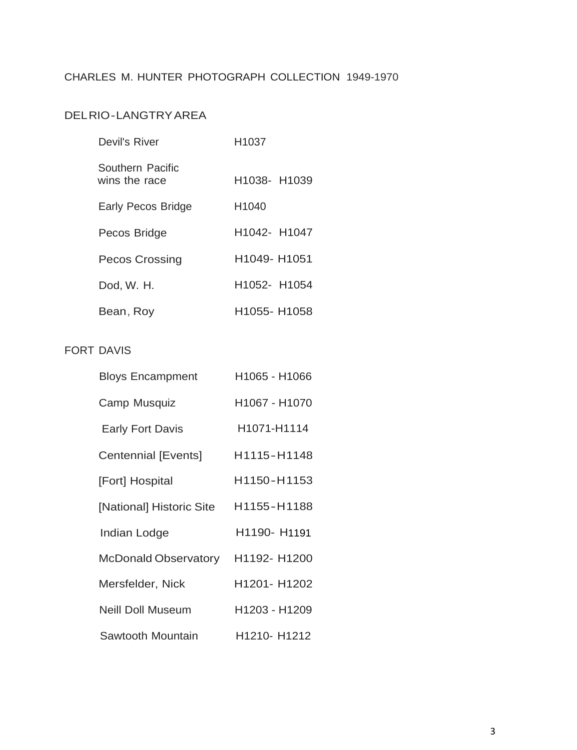CHARLES M. HUNTER PHOTOGRAPH COLLECTION 1949-1970

## DEL RIO-LANGTRY AREA

| | |
|---|---|
| Devil's River | H1037 |
| Southern Pacific wins the race | H1038- H1039 |
| Early Pecos Bridge | H1040 |
| Pecos Bridge | H1042- H1047 |
| Pecos Crossing | H1049- H1051 |
| Dod, W. H. | H1052- H1054 |
| Bean, Roy | H1055- H1058 |

## FORT DAVIS

| | |
|---|---|
| Bloys Encampment | H1065 - H1066 |
| Camp Musquiz | H1067 - H1070 |
| Early Fort Davis | H1071-H1114 |
| Centennial [Events] | H1115-H1148 |
| [Fort] Hospital | H1150-H1153 |
| [National] Historic Site | H1155-H1188 |
| Indian Lodge | H1190- H1191 |
| McDonald Observatory | H1192- H1200 |
| Mersfelder, Nick | H1201- H1202 |
| Neill Doll Museum | H1203 - H1209 |
| Sawtooth Mountain | H1210- H1212 |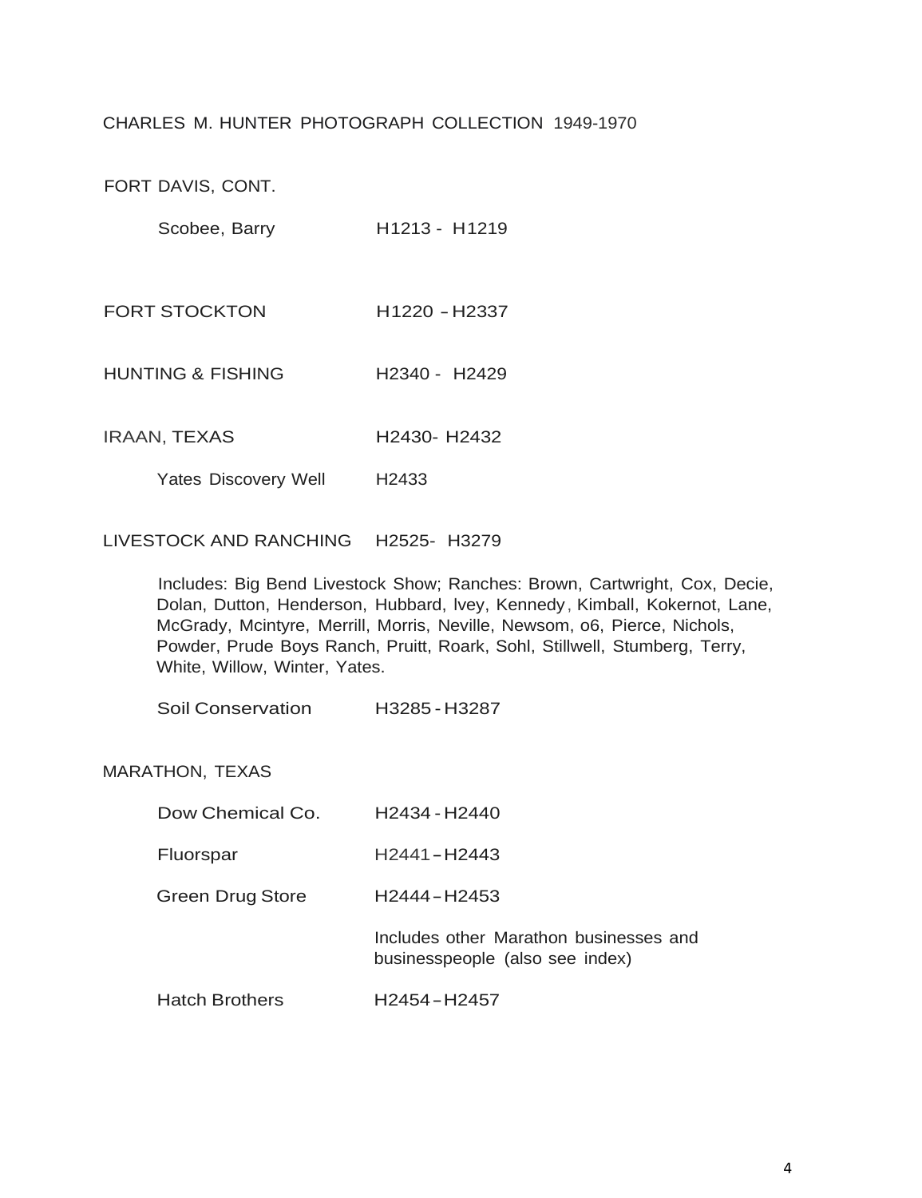CHARLES M. HUNTER PHOTOGRAPH COLLECTION 1949-1970

FORT DAVIS, CONT.

| | |
|---|---|
| Scobee, Barry | H1213 - H1219 |

| | |
|---|---|
| FORT STOCKTON | H1220 – H2337 |
| HUNTING & FISHING | H2340 - H2429 |
| IRAAN, TEXAS | H2430- H2432 |
| Yates Discovery Well | H2433 |
| LIVESTOCK AND RANCHING | H2525- H3279 |

Includes: Big Bend Livestock Show; Ranches: Brown, Cartwright, Cox, Decie, Dolan, Dutton, Henderson, Hubbard, lvey, Kennedy, Kimball, Kokernot, Lane, McGrady, Mcintyre, Merrill, Morris, Neville, Newsom, o6, Pierce, Nichols, Powder, Prude Boys Ranch, Pruitt, Roark, Sohl, Stillwell, Stumberg, Terry, White, Willow, Winter, Yates.

| | |
|---|---|
| Soil Conservation | H3285 - H3287 |

MARATHON, TEXAS

| | |
|---|---|
| Dow Chemical Co. | H2434 - H2440 |
| Fluorspar | H2441 – H2443 |
| Green Drug Store | H2444 – H2453 |
| | Includes other Marathon businesses and businesspeople (also see index) |
| Hatch Brothers | H2454 – H2457 |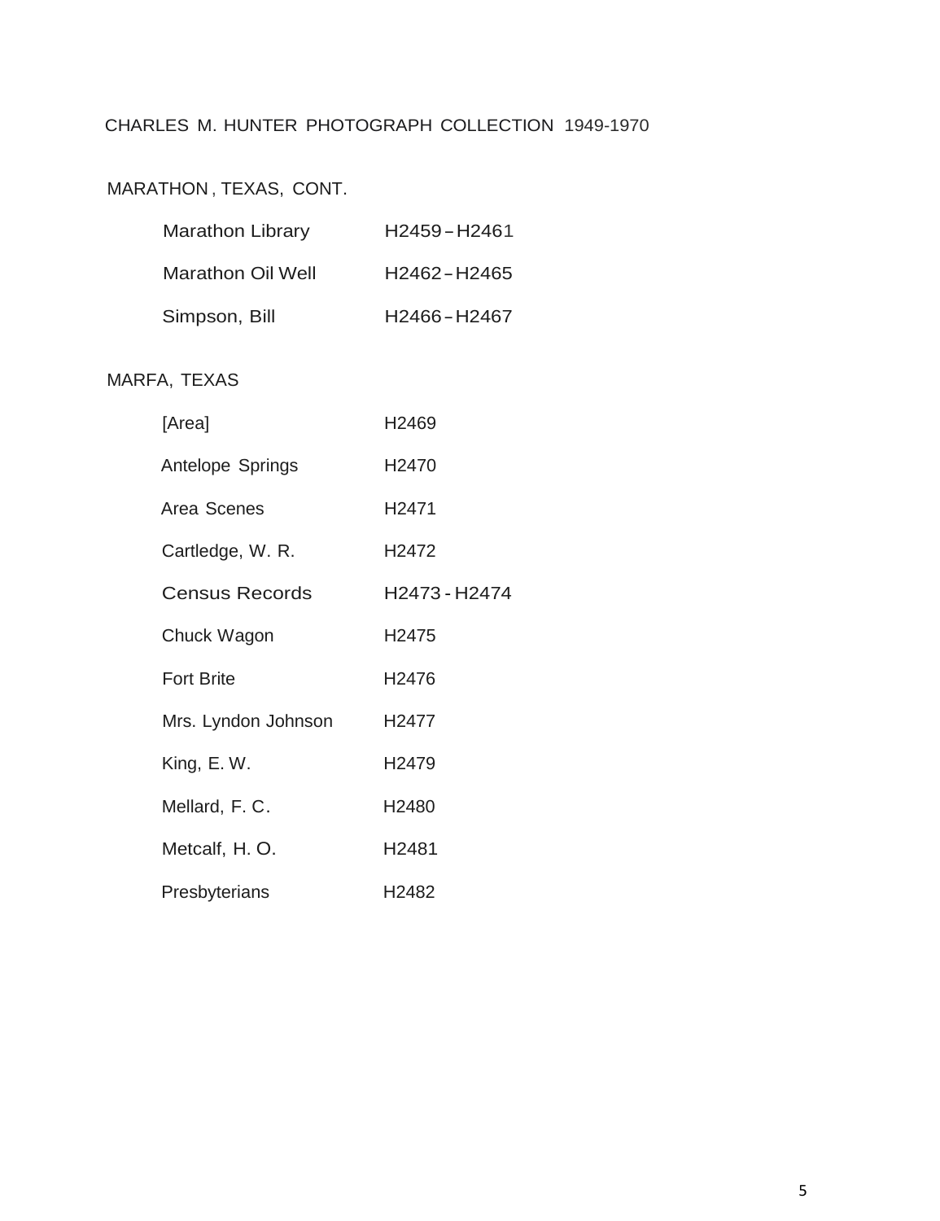CHARLES M. HUNTER PHOTOGRAPH COLLECTION 1949-1970

## MARATHON, TEXAS, CONT.

| | |
|---|---|
| Marathon Library | H2459 – H2461 |
| Marathon Oil Well | H2462 – H2465 |
| Simpson, Bill | H2466 – H2467 |

## MARFA, TEXAS

| | |
|---|---|
| [Area] | H2469 |
| Antelope Springs | H2470 |
| Area Scenes | H2471 |
| Cartledge, W. R. | H2472 |
| Census Records | H2473 - H2474 |
| Chuck Wagon | H2475 |
| Fort Brite | H2476 |
| Mrs. Lyndon Johnson | H2477 |
| King, E. W. | H2479 |
| Mellard, F. C. | H2480 |
| Metcalf, H. O. | H2481 |
| Presbyterians | H2482 |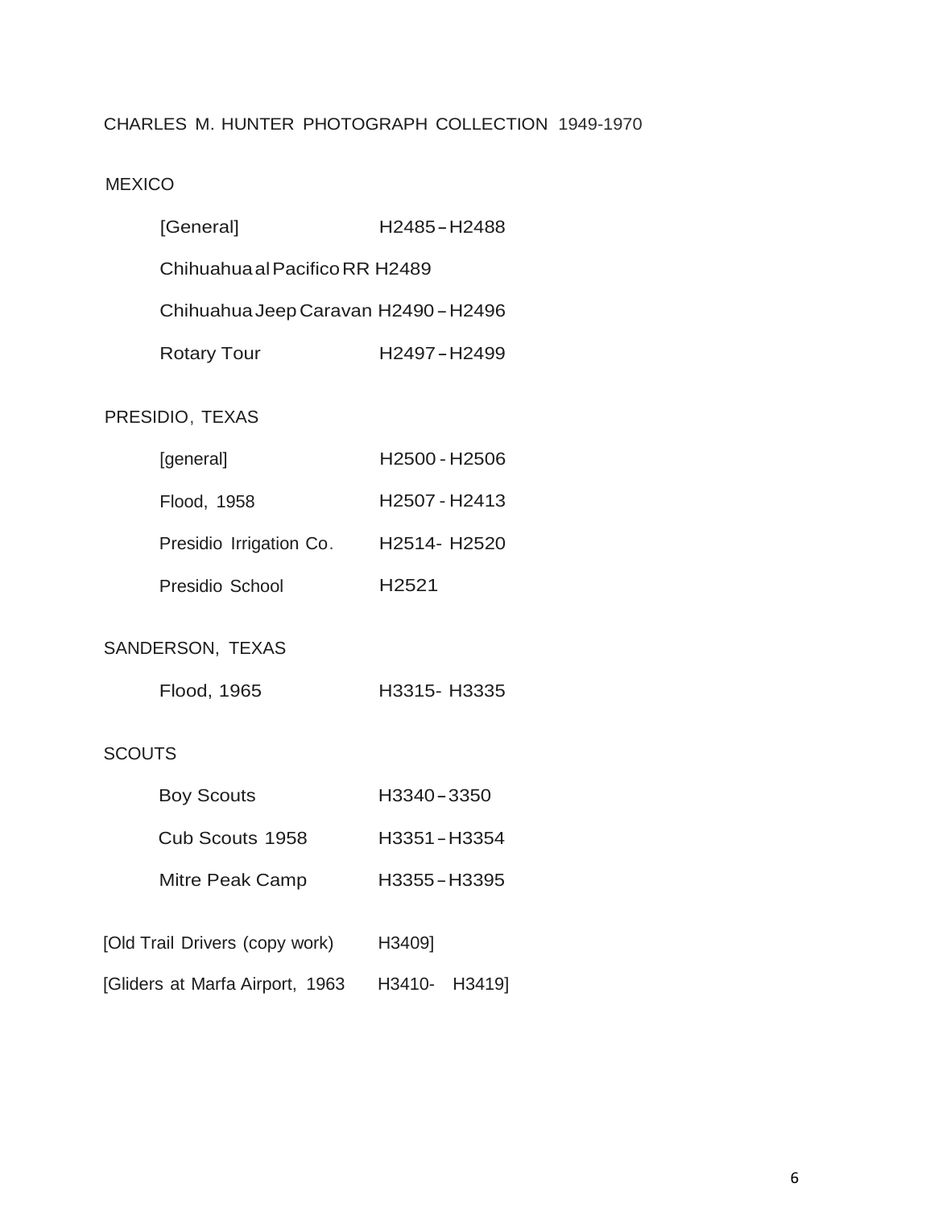CHARLES M. HUNTER PHOTOGRAPH COLLECTION 1949-1970

MEXICO

| | |
|---|---|
| [General] | H2485 – H2488 |
| Chihuahua al Pacifico RR | H2489 |
| Chihuahua Jeep Caravan | H2490 – H2496 |
| Rotary Tour | H2497 – H2499 |

PRESIDIO, TEXAS

| | |
|---|---|
| [general] | H2500 - H2506 |
| Flood, 1958 | H2507 - H2413 |
| Presidio Irrigation Co. | H2514- H2520 |
| Presidio School | H2521 |

SANDERSON, TEXAS

| | |
|---|---|
| Flood, 1965 | H3315- H3335 |

SCOUTS

| | |
|---|---|
| Boy Scouts | H3340 – 3350 |
| Cub Scouts 1958 | H3351 – H3354 |
| Mitre Peak Camp | H3355 – H3395 |

[Old Trail Drivers (copy work) H3409]

[Gliders at Marfa Airport, 1963 H3410- H3419]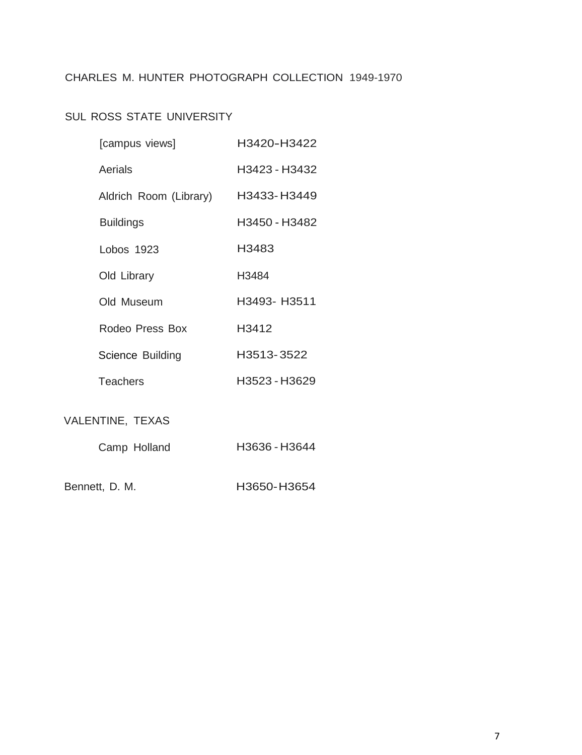CHARLES M. HUNTER PHOTOGRAPH COLLECTION 1949-1970

SUL ROSS STATE UNIVERSITY

| | |
|---|---|
| [campus views] | H3420-H3422 |
| Aerials | H3423 - H3432 |
| Aldrich Room (Library) | H3433-H3449 |
| Buildings | H3450 - H3482 |
| Lobos 1923 | H3483 |
| Old Library | H3484 |
| Old Museum | H3493- H3511 |
| Rodeo Press Box | H3412 |
| Science Building | H3513-3522 |
| Teachers | H3523 - H3629 |

VALENTINE, TEXAS

| | |
|---|---|
| Camp Holland | H3636 - H3644 |

| | |
|---|---|
| Bennett, D. M. | H3650-H3654 |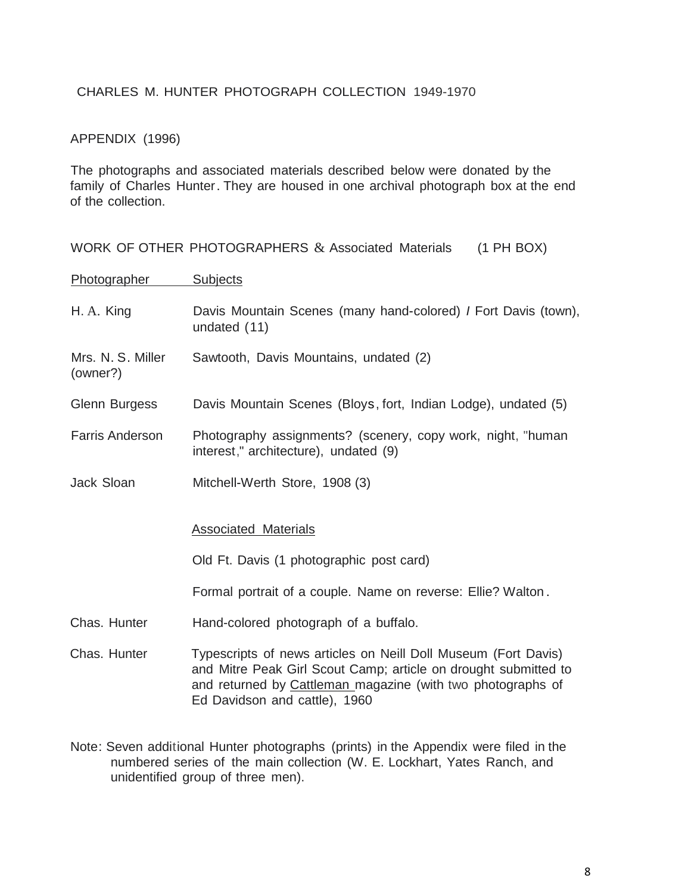CHARLES M. HUNTER PHOTOGRAPH COLLECTION 1949-1970

APPENDIX (1996)

The photographs and associated materials described below were donated by the family of Charles Hunter. They are housed in one archival photograph box at the end of the collection.

WORK OF OTHER PHOTOGRAPHERS & Associated Materials (1 PH BOX)

| Photographer | Subjects |
|---|---|
| H. A. King | Davis Mountain Scenes (many hand-colored) / Fort Davis (town), undated (11) |
| Mrs. N. S. Miller (owner?) | Sawtooth, Davis Mountains, undated (2) |
| Glenn Burgess | Davis Mountain Scenes (Bloys, fort, Indian Lodge), undated (5) |
| Farris Anderson | Photography assignments? (scenery, copy work, night, "human interest," architecture), undated (9) |
| Jack Sloan | Mitchell-Werth Store, 1908 (3) |
| | Associated Materials |
| | Old Ft. Davis (1 photographic post card) |
| | Formal portrait of a couple. Name on reverse: Ellie? Walton. |
| Chas. Hunter | Hand-colored photograph of a buffalo. |
| Chas. Hunter | Typescripts of news articles on Neill Doll Museum (Fort Davis) and Mitre Peak Girl Scout Camp; article on drought submitted to and returned by Cattleman magazine (with two photographs of Ed Davidson and cattle), 1960 |

Note: Seven additional Hunter photographs (prints) in the Appendix were filed in the numbered series of the main collection (W. E. Lockhart, Yates Ranch, and unidentified group of three men).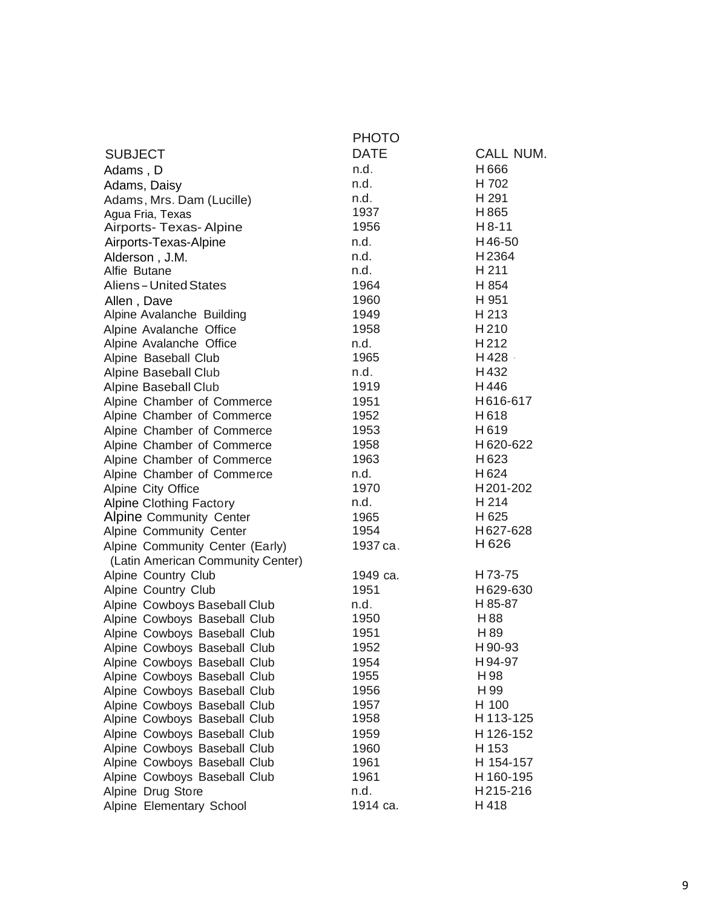| SUBJECT | PHOTO DATE | CALL NUM. |
|---|---|---|
| Adams , D | n.d. | H 666 |
| Adams, Daisy | n.d. | H 702 |
| Adams, Mrs. Dam (Lucille) | n.d. | H 291 |
| Agua Fria, Texas | 1937 | H 865 |
| Airports- Texas- Alpine | 1956 | H 8-11 |
| Airports-Texas-Alpine | n.d. | H 46-50 |
| Alderson , J.M. | n.d. | H 2364 |
| Alfie Butane | n.d. | H 211 |
| Aliens – United States | 1964 | H 854 |
| Allen , Dave | 1960 | H 951 |
| Alpine Avalanche Building | 1949 | H 213 |
| Alpine Avalanche Office | 1958 | H 210 |
| Alpine Avalanche Office | n.d. | H 212 |
| Alpine Baseball Club | 1965 | H 428 |
| Alpine Baseball Club | n.d. | H 432 |
| Alpine Baseball Club | 1919 | H 446 |
| Alpine Chamber of Commerce | 1951 | H 616-617 |
| Alpine Chamber of Commerce | 1952 | H 618 |
| Alpine Chamber of Commerce | 1953 | H 619 |
| Alpine Chamber of Commerce | 1958 | H 620-622 |
| Alpine Chamber of Commerce | 1963 | H 623 |
| Alpine Chamber of Commerce | n.d. | H 624 |
| Alpine City Office | 1970 | H 201-202 |
| Alpine Clothing Factory | n.d. | H 214 |
| Alpine Community Center | 1965 | H 625 |
| Alpine Community Center | 1954 | H 627-628 |
| Alpine Community Center (Early) (Latin American Community Center) | 1937 ca. | H 626 |
| Alpine Country Club | 1949 ca. | H 73-75 |
| Alpine Country Club | 1951 | H 629-630 |
| Alpine Cowboys Baseball Club | n.d. | H 85-87 |
| Alpine Cowboys Baseball Club | 1950 | H 88 |
| Alpine Cowboys Baseball Club | 1951 | H 89 |
| Alpine Cowboys Baseball Club | 1952 | H 90-93 |
| Alpine Cowboys Baseball Club | 1954 | H 94-97 |
| Alpine Cowboys Baseball Club | 1955 | H 98 |
| Alpine Cowboys Baseball Club | 1956 | H 99 |
| Alpine Cowboys Baseball Club | 1957 | H 100 |
| Alpine Cowboys Baseball Club | 1958 | H 113-125 |
| Alpine Cowboys Baseball Club | 1959 | H 126-152 |
| Alpine Cowboys Baseball Club | 1960 | H 153 |
| Alpine Cowboys Baseball Club | 1961 | H 154-157 |
| Alpine Cowboys Baseball Club | 1961 | H 160-195 |
| Alpine Drug Store | n.d. | H 215-216 |
| Alpine Elementary School | 1914 ca. | H 418 |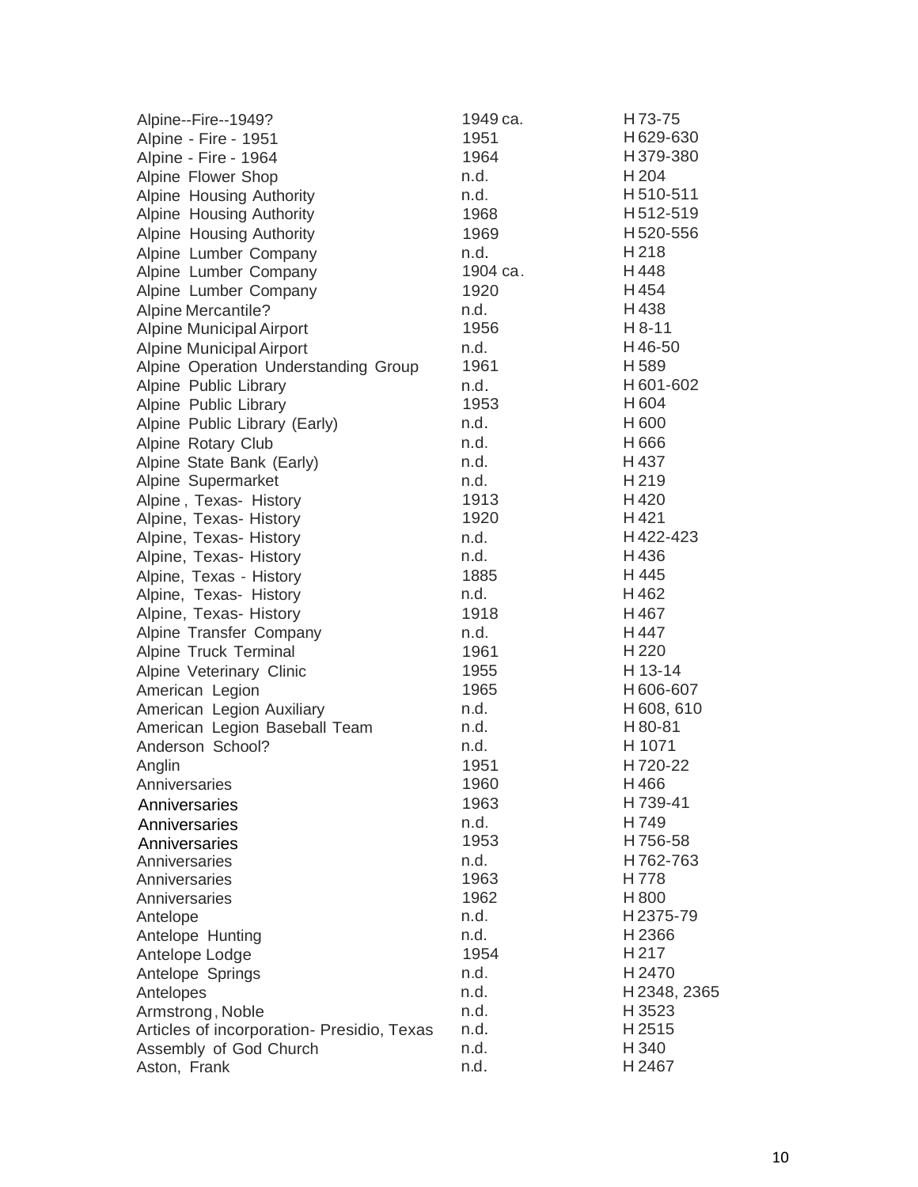| | | |
|---|---|---|
| Alpine--Fire--1949? | 1949 ca. | H 73-75 |
| Alpine - Fire - 1951 | 1951 | H 629-630 |
| Alpine - Fire - 1964 | 1964 | H 379-380 |
| Alpine Flower Shop | n.d. | H 204 |
| Alpine Housing Authority | n.d. | H 510-511 |
| Alpine Housing Authority | 1968 | H 512-519 |
| Alpine Housing Authority | 1969 | H 520-556 |
| Alpine Lumber Company | n.d. | H 218 |
| Alpine Lumber Company | 1904 ca. | H 448 |
| Alpine Lumber Company | 1920 | H 454 |
| Alpine Mercantile? | n.d. | H 438 |
| Alpine Municipal Airport | 1956 | H 8-11 |
| Alpine Municipal Airport | n.d. | H 46-50 |
| Alpine Operation Understanding Group | 1961 | H 589 |
| Alpine Public Library | n.d. | H 601-602 |
| Alpine Public Library | 1953 | H 604 |
| Alpine Public Library (Early) | n.d. | H 600 |
| Alpine Rotary Club | n.d. | H 666 |
| Alpine State Bank (Early) | n.d. | H 437 |
| Alpine Supermarket | n.d. | H 219 |
| Alpine , Texas- History | 1913 | H 420 |
| Alpine, Texas- History | 1920 | H 421 |
| Alpine, Texas- History | n.d. | H 422-423 |
| Alpine, Texas- History | n.d. | H 436 |
| Alpine, Texas - History | 1885 | H 445 |
| Alpine, Texas- History | n.d. | H 462 |
| Alpine, Texas- History | 1918 | H 467 |
| Alpine Transfer Company | n.d. | H 447 |
| Alpine Truck Terminal | 1961 | H 220 |
| Alpine Veterinary Clinic | 1955 | H 13-14 |
| American Legion | 1965 | H 606-607 |
| American Legion Auxiliary | n.d. | H 608, 610 |
| American Legion Baseball Team | n.d. | H 80-81 |
| Anderson School? | n.d. | H 1071 |
| Anglin | 1951 | H 720-22 |
| Anniversaries | 1960 | H 466 |
| Anniversaries | 1963 | H 739-41 |
| Anniversaries | n.d. | H 749 |
| Anniversaries | 1953 | H 756-58 |
| Anniversaries | n.d. | H 762-763 |
| Anniversaries | 1963 | H 778 |
| Anniversaries | 1962 | H 800 |
| Antelope | n.d. | H 2375-79 |
| Antelope Hunting | n.d. | H 2366 |
| Antelope Lodge | 1954 | H 217 |
| Antelope Springs | n.d. | H 2470 |
| Antelopes | n.d. | H 2348, 2365 |
| Armstrong, Noble | n.d. | H 3523 |
| Articles of incorporation- Presidio, Texas | n.d. | H 2515 |
| Assembly of God Church | n.d. | H 340 |
| Aston, Frank | n.d. | H 2467 |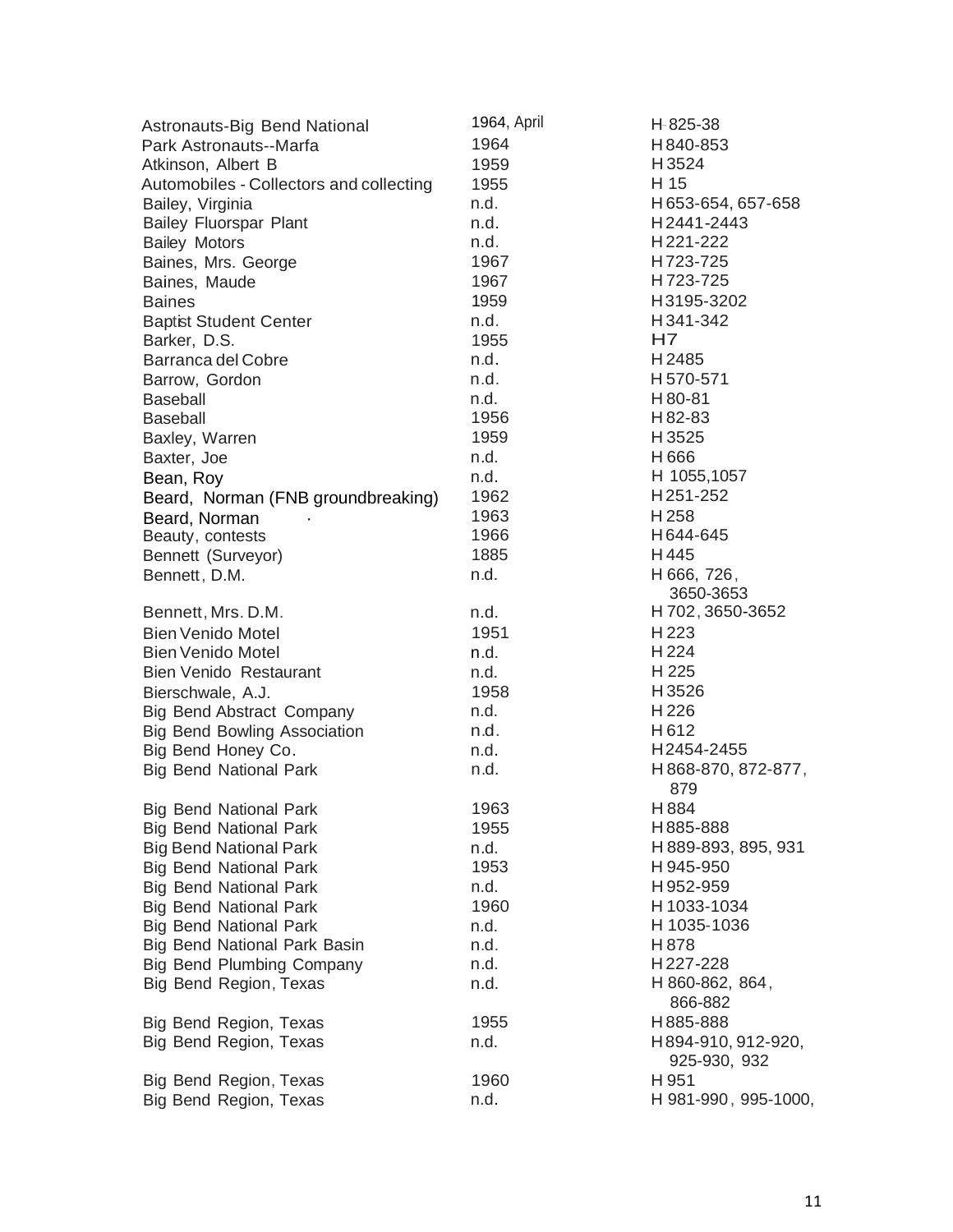| | | |
|---|---|---|
| Astronauts-Big Bend National Park | 1964, April | H 825-38 |
| Astronauts--Marfa | 1964 | H 840-853 |
| Atkinson, Albert B | 1959 | H 3524 |
| Automobiles - Collectors and collecting | 1955 | H 15 |
| Bailey, Virginia | n.d. | H 653-654, 657-658 |
| Bailey Fluorspar Plant | n.d. | H 2441-2443 |
| Bailey Motors | n.d. | H 221-222 |
| Baines, Mrs. George | 1967 | H 723-725 |
| Baines, Maude | 1967 | H 723-725 |
| Baines | 1959 | H 3195-3202 |
| Baptist Student Center | n.d. | H 341-342 |
| Barker, D.S. | 1955 | H 7 |
| Barranca del Cobre | n.d. | H 2485 |
| Barrow, Gordon | n.d. | H 570-571 |
| Baseball | n.d. | H 80-81 |
| Baseball | 1956 | H 82-83 |
| Baxley, Warren | 1959 | H 3525 |
| Baxter, Joe | n.d. | H 666 |
| Bean, Roy | n.d. | H 1055,1057 |
| Beard, Norman (FNB groundbreaking) | 1962 | H 251-252 |
| Beard, Norman | 1963 | H 258 |
| Beauty, contests | 1966 | H 644-645 |
| Bennett (Surveyor) | 1885 | H 445 |
| Bennett, D.M. | n.d. | H 666, 726, 3650-3653 |
| Bennett, Mrs. D.M. | n.d. | H 702, 3650-3652 |
| Bien Venido Motel | 1951 | H 223 |
| Bien Venido Motel | n.d. | H 224 |
| Bien Venido Restaurant | n.d. | H 225 |
| Bierschwale, A.J. | 1958 | H 3526 |
| Big Bend Abstract Company | n.d. | H 226 |
| Big Bend Bowling Association | n.d. | H 612 |
| Big Bend Honey Co. | n.d. | H 2454-2455 |
| Big Bend National Park | n.d. | H 868-870, 872-877, 879 |
| Big Bend National Park | 1963 | H 884 |
| Big Bend National Park | 1955 | H 885-888 |
| Big Bend National Park | n.d. | H 889-893, 895, 931 |
| Big Bend National Park | 1953 | H 945-950 |
| Big Bend National Park | n.d. | H 952-959 |
| Big Bend National Park | 1960 | H 1033-1034 |
| Big Bend National Park | n.d. | H 1035-1036 |
| Big Bend National Park Basin | n.d. | H 878 |
| Big Bend Plumbing Company | n.d. | H 227-228 |
| Big Bend Region, Texas | n.d. | H 860-862, 864, 866-882 |
| Big Bend Region, Texas | 1955 | H 885-888 |
| Big Bend Region, Texas | n.d. | H 894-910, 912-920, 925-930, 932 |
| Big Bend Region, Texas | 1960 | H 951 |
| Big Bend Region, Texas | n.d. | H 981-990, 995-1000, |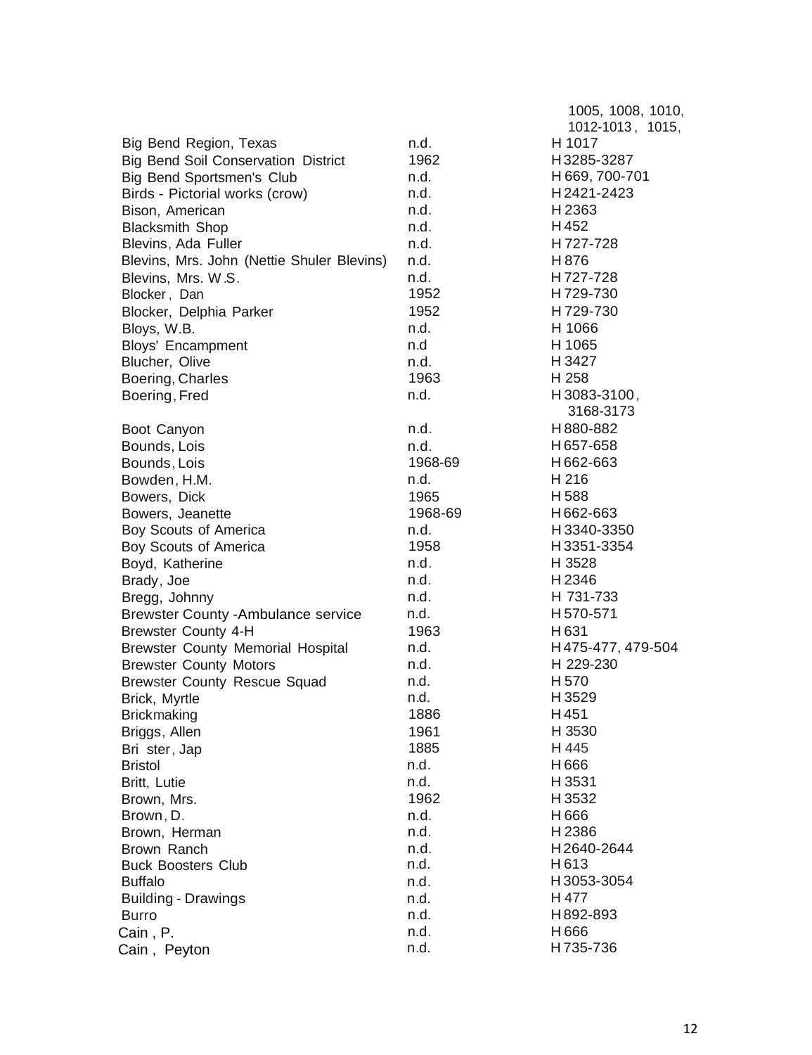| | | |
|---|---|---|
| | | 1005, 1008, 1010, 1012-1013, 1015, |
| Big Bend Region, Texas | n.d. | H 1017 |
| Big Bend Soil Conservation District | 1962 | H 3285-3287 |
| Big Bend Sportsmen's Club | n.d. | H 669, 700-701 |
| Birds - Pictorial works (crow) | n.d. | H 2421-2423 |
| Bison, American | n.d. | H 2363 |
| Blacksmith Shop | n.d. | H 452 |
| Blevins, Ada Fuller | n.d. | H 727-728 |
| Blevins, Mrs. John (Nettie Shuler Blevins) | n.d. | H 876 |
| Blevins, Mrs. W.S. | n.d. | H 727-728 |
| Blocker, Dan | 1952 | H 729-730 |
| Blocker, Delphia Parker | 1952 | H 729-730 |
| Bloys, W.B. | n.d. | H 1066 |
| Bloys' Encampment | n.d | H 1065 |
| Blucher, Olive | n.d. | H 3427 |
| Boering, Charles | 1963 | H 258 |
| Boering, Fred | n.d. | H 3083-3100, 3168-3173 |
| Boot Canyon | n.d. | H 880-882 |
| Bounds, Lois | n.d. | H 657-658 |
| Bounds, Lois | 1968-69 | H 662-663 |
| Bowden, H.M. | n.d. | H 216 |
| Bowers, Dick | 1965 | H 588 |
| Bowers, Jeanette | 1968-69 | H 662-663 |
| Boy Scouts of America | n.d. | H 3340-3350 |
| Boy Scouts of America | 1958 | H 3351-3354 |
| Boyd, Katherine | n.d. | H 3528 |
| Brady, Joe | n.d. | H 2346 |
| Bregg, Johnny | n.d. | H 731-733 |
| Brewster County -Ambulance service | n.d. | H 570-571 |
| Brewster County 4-H | 1963 | H 631 |
| Brewster County Memorial Hospital | n.d. | H 475-477, 479-504 |
| Brewster County Motors | n.d. | H 229-230 |
| Brewster County Rescue Squad | n.d. | H 570 |
| Brick, Myrtle | n.d. | H 3529 |
| Brickmaking | 1886 | H 451 |
| Briggs, Allen | 1961 | H 3530 |
| Bri ster, Jap | 1885 | H 445 |
| Bristol | n.d. | H 666 |
| Britt, Lutie | n.d. | H 3531 |
| Brown, Mrs. | 1962 | H 3532 |
| Brown, D. | n.d. | H 666 |
| Brown, Herman | n.d. | H 2386 |
| Brown Ranch | n.d. | H 2640-2644 |
| Buck Boosters Club | n.d. | H 613 |
| Buffalo | n.d. | H 3053-3054 |
| Building - Drawings | n.d. | H 477 |
| Burro | n.d. | H 892-893 |
| Cain, P. | n.d. | H 666 |
| Cain, Peyton | n.d. | H 735-736 |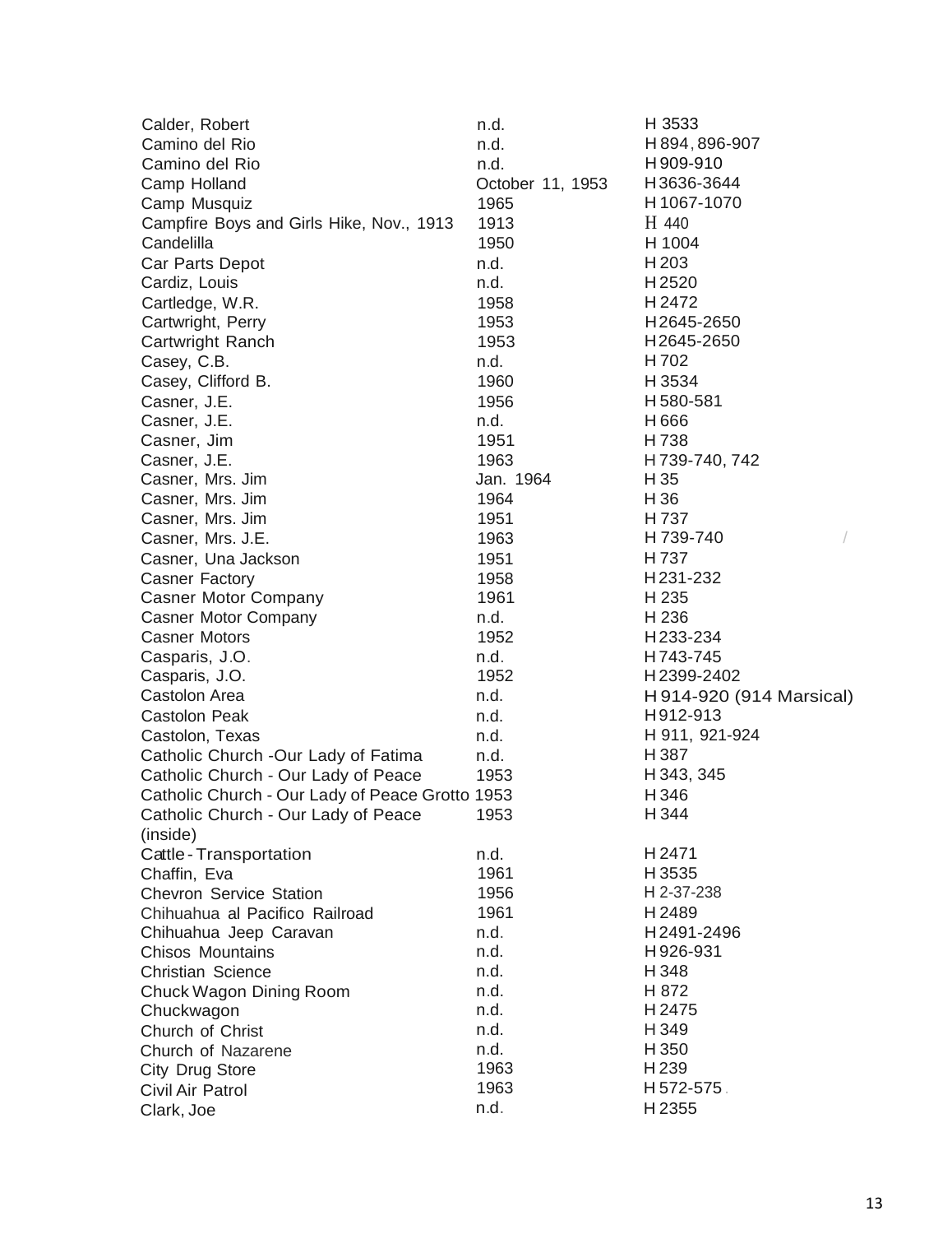| | | |
|---|---|---|
| Calder, Robert | n.d. | H 3533 |
| Camino del Rio | n.d. | H 894, 896-907 |
| Camino del Rio | n.d. | H 909-910 |
| Camp Holland | October 11, 1953 | H 3636-3644 |
| Camp Musquiz | 1965 | H 1067-1070 |
| Campfire Boys and Girls Hike, Nov., 1913 | 1913 | H 440 |
| Candelilla | 1950 | H 1004 |
| Car Parts Depot | n.d. | H 203 |
| Cardiz, Louis | n.d. | H 2520 |
| Cartledge, W.R. | 1958 | H 2472 |
| Cartwright, Perry | 1953 | H 2645-2650 |
| Cartwright Ranch | 1953 | H 2645-2650 |
| Casey, C.B. | n.d. | H 702 |
| Casey, Clifford B. | 1960 | H 3534 |
| Casner, J.E. | 1956 | H 580-581 |
| Casner, J.E. | n.d. | H 666 |
| Casner, Jim | 1951 | H 738 |
| Casner, J.E. | 1963 | H 739-740, 742 |
| Casner, Mrs. Jim | Jan. 1964 | H 35 |
| Casner, Mrs. Jim | 1964 | H 36 |
| Casner, Mrs. Jim | 1951 | H 737 |
| Casner, Mrs. J.E. | 1963 | H 739-740 |
| Casner, Una Jackson | 1951 | H 737 |
| Casner Factory | 1958 | H 231-232 |
| Casner Motor Company | 1961 | H 235 |
| Casner Motor Company | n.d. | H 236 |
| Casner Motors | 1952 | H 233-234 |
| Casparis, J.O. | n.d. | H 743-745 |
| Casparis, J.O. | 1952 | H 2399-2402 |
| Castolon Area | n.d. | H 914-920 (914 Marsical) |
| Castolon Peak | n.d. | H 912-913 |
| Castolon, Texas | n.d. | H 911, 921-924 |
| Catholic Church -Our Lady of Fatima | n.d. | H 387 |
| Catholic Church - Our Lady of Peace | 1953 | H 343, 345 |
| Catholic Church - Our Lady of Peace Grotto | 1953 | H 346 |
| Catholic Church - Our Lady of Peace (inside) | 1953 | H 344 |
| Cattle - Transportation | n.d. | H 2471 |
| Chaffin, Eva | 1961 | H 3535 |
| Chevron Service Station | 1956 | H 2-37-238 |
| Chihuahua al Pacifico Railroad | 1961 | H 2489 |
| Chihuahua Jeep Caravan | n.d. | H 2491-2496 |
| Chisos Mountains | n.d. | H 926-931 |
| Christian Science | n.d. | H 348 |
| Chuck Wagon Dining Room | n.d. | H 872 |
| Chuckwagon | n.d. | H 2475 |
| Church of Christ | n.d. | H 349 |
| Church of Nazarene | n.d. | H 350 |
| City Drug Store | 1963 | H 239 |
| Civil Air Patrol | 1963 | H 572-575 |
| Clark, Joe | n.d. | H 2355 |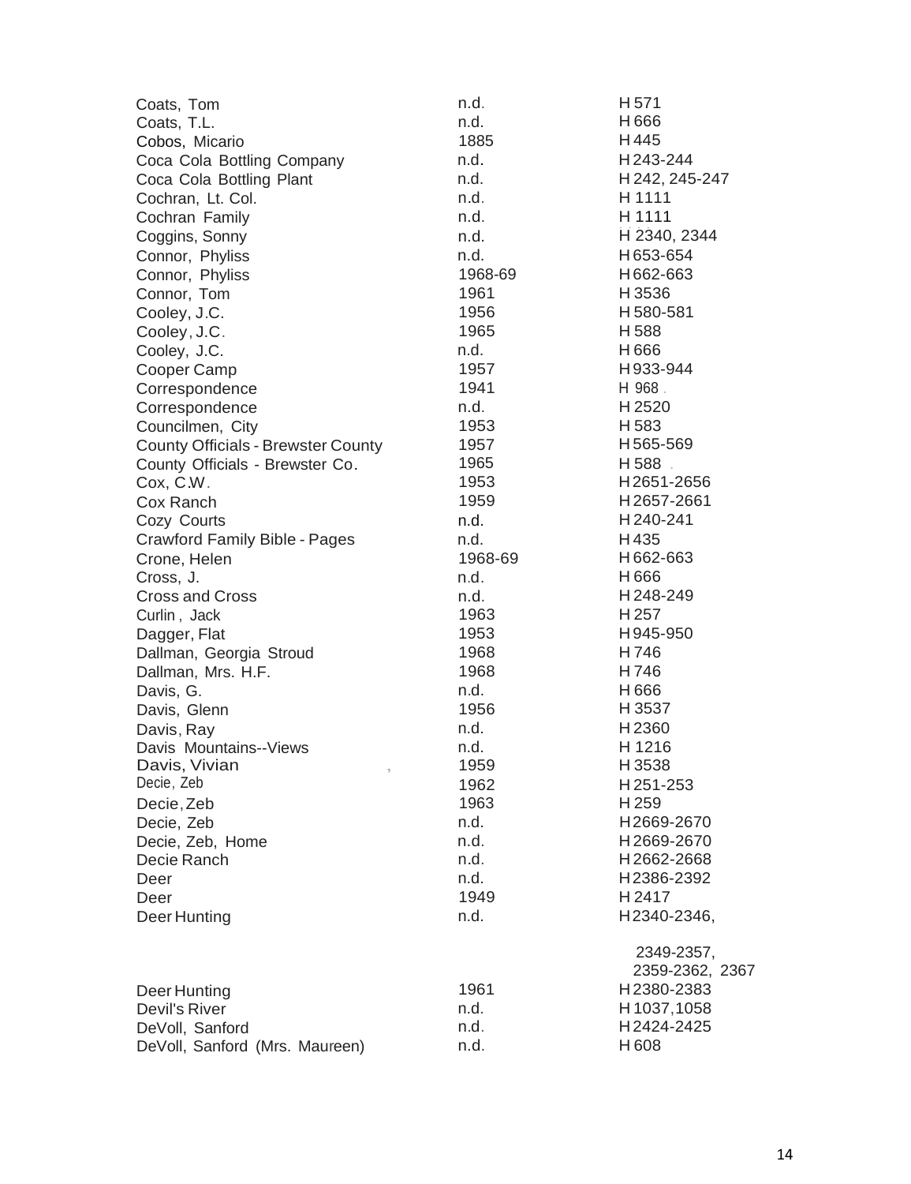| | | |
|---|---|---|
| Coats, Tom | n.d. | H 571 |
| Coats, T.L. | n.d. | H 666 |
| Cobos, Micario | 1885 | H 445 |
| Coca Cola Bottling Company | n.d. | H 243-244 |
| Coca Cola Bottling Plant | n.d. | H 242, 245-247 |
| Cochran, Lt. Col. | n.d. | H 1111 |
| Cochran Family | n.d. | H 1111 |
| Coggins, Sonny | n.d. | H 2340, 2344 |
| Connor, Phyliss | n.d. | H 653-654 |
| Connor, Phyliss | 1968-69 | H 662-663 |
| Connor, Tom | 1961 | H 3536 |
| Cooley, J.C. | 1956 | H 580-581 |
| Cooley, J.C. | 1965 | H 588 |
| Cooley, J.C. | n.d. | H 666 |
| Cooper Camp | 1957 | H 933-944 |
| Correspondence | 1941 | H 968 |
| Correspondence | n.d. | H 2520 |
| Councilmen, City | 1953 | H 583 |
| County Officials - Brewster County | 1957 | H 565-569 |
| County Officials - Brewster Co. | 1965 | H 588 |
| Cox, C.W. | 1953 | H 2651-2656 |
| Cox Ranch | 1959 | H 2657-2661 |
| Cozy Courts | n.d. | H 240-241 |
| Crawford Family Bible - Pages | n.d. | H 435 |
| Crone, Helen | 1968-69 | H 662-663 |
| Cross, J. | n.d. | H 666 |
| Cross and Cross | n.d. | H 248-249 |
| Curlin, Jack | 1963 | H 257 |
| Dagger, Flat | 1953 | H 945-950 |
| Dallman, Georgia Stroud | 1968 | H 746 |
| Dallman, Mrs. H.F. | 1968 | H 746 |
| Davis, G. | n.d. | H 666 |
| Davis, Glenn | 1956 | H 3537 |
| Davis, Ray | n.d. | H 2360 |
| Davis Mountains--Views | n.d. | H 1216 |
| Davis, Vivian | 1959 | H 3538 |
| Decie, Zeb | 1962 | H 251-253 |
| Decie, Zeb | 1963 | H 259 |
| Decie, Zeb | n.d. | H 2669-2670 |
| Decie, Zeb, Home | n.d. | H 2669-2670 |
| Decie Ranch | n.d. | H 2662-2668 |
| Deer | n.d. | H 2386-2392 |
| Deer | 1949 | H 2417 |
| Deer Hunting | n.d. | H 2340-2346, 2349-2357, 2359-2362, 2367 |
| Deer Hunting | 1961 | H 2380-2383 |
| Devil's River | n.d. | H 1037, 1058 |
| DeVoll, Sanford | n.d. | H 2424-2425 |
| DeVoll, Sanford (Mrs. Maureen) | n.d. | H 608 |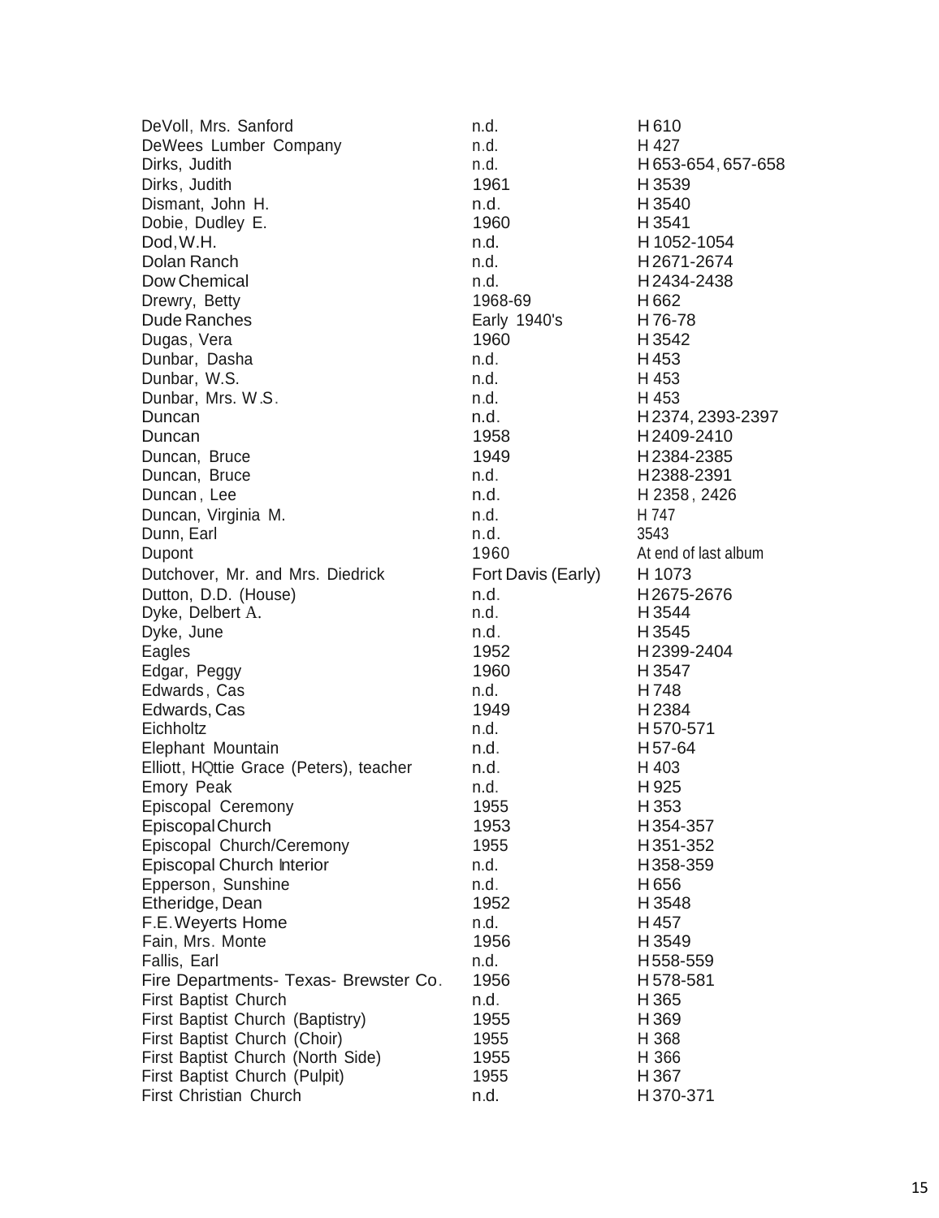| | | |
|---|---|---|
| DeVoll, Mrs. Sanford | n.d. | H 610 |
| DeWees Lumber Company | n.d. | H 427 |
| Dirks, Judith | n.d. | H 653-654, 657-658 |
| Dirks, Judith | 1961 | H 3539 |
| Dismant, John H. | n.d. | H 3540 |
| Dobie, Dudley E. | 1960 | H 3541 |
| Dod, W.H. | n.d. | H 1052-1054 |
| Dolan Ranch | n.d. | H 2671-2674 |
| Dow Chemical | n.d. | H 2434-2438 |
| Drewry, Betty | 1968-69 | H 662 |
| Dude Ranches | Early 1940's | H 76-78 |
| Dugas, Vera | 1960 | H 3542 |
| Dunbar, Dasha | n.d. | H 453 |
| Dunbar, W.S. | n.d. | H 453 |
| Dunbar, Mrs. W.S. | n.d. | H 453 |
| Duncan | n.d. | H 2374, 2393-2397 |
| Duncan | 1958 | H 2409-2410 |
| Duncan, Bruce | 1949 | H 2384-2385 |
| Duncan, Bruce | n.d. | H 2388-2391 |
| Duncan, Lee | n.d. | H 2358, 2426 |
| Duncan, Virginia M. | n.d. | H 747 |
| Dunn, Earl | n.d. | 3543 |
| Dupont | 1960 | At end of last album |
| Dutchover, Mr. and Mrs. Diedrick | Fort Davis (Early) | H 1073 |
| Dutton, D.D. (House) | n.d. | H 2675-2676 |
| Dyke, Delbert A. | n.d. | H 3544 |
| Dyke, June | n.d. | H 3545 |
| Eagles | 1952 | H 2399-2404 |
| Edgar, Peggy | 1960 | H 3547 |
| Edwards, Cas | n.d. | H 748 |
| Edwards, Cas | 1949 | H 2384 |
| Eichholtz | n.d. | H 570-571 |
| Elephant Mountain | n.d. | H 57-64 |
| Elliott, HQttie Grace (Peters), teacher | n.d. | H 403 |
| Emory Peak | n.d. | H 925 |
| Episcopal Ceremony | 1955 | H 353 |
| Episcopal Church | 1953 | H 354-357 |
| Episcopal Church/Ceremony | 1955 | H 351-352 |
| Episcopal Church Interior | n.d. | H 358-359 |
| Epperson, Sunshine | n.d. | H 656 |
| Etheridge, Dean | 1952 | H 3548 |
| F.E. Weyerts Home | n.d. | H 457 |
| Fain, Mrs. Monte | 1956 | H 3549 |
| Fallis, Earl | n.d. | H 558-559 |
| Fire Departments- Texas- Brewster Co. | 1956 | H 578-581 |
| First Baptist Church | n.d. | H 365 |
| First Baptist Church (Baptistry) | 1955 | H 369 |
| First Baptist Church (Choir) | 1955 | H 368 |
| First Baptist Church (North Side) | 1955 | H 366 |
| First Baptist Church (Pulpit) | 1955 | H 367 |
| First Christian Church | n.d. | H 370-371 |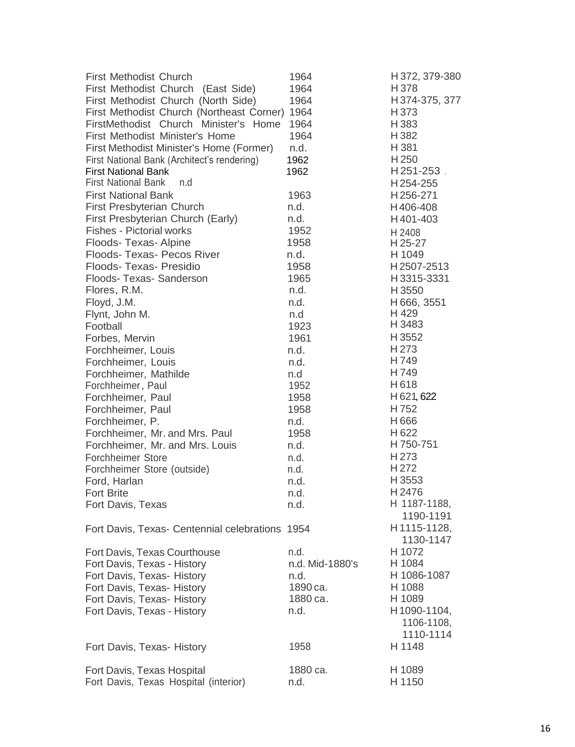| | | |
|---|---|---|
| First Methodist Church | 1964 | H 372, 379-380 |
| First Methodist Church (East Side) | 1964 | H 378 |
| First Methodist Church (North Side) | 1964 | H 374-375, 377 |
| First Methodist Church (Northeast Corner) | 1964 | H 373 |
| FirstMethodist Church Minister's Home | 1964 | H 383 |
| First Methodist Minister's Home | 1964 | H 382 |
| First Methodist Minister's Home (Former) | n.d. | H 381 |
| First National Bank (Architect's rendering) | 1962 | H 250 |
| First National Bank | 1962 | H 251-253 |
| First National Bank | n.d | H 254-255 |
| First National Bank | 1963 | H 256-271 |
| First Presbyterian Church | n.d. | H 406-408 |
| First Presbyterian Church (Early) | n.d. | H 401-403 |
| Fishes - Pictorial works | 1952 | H 2408 |
| Floods- Texas- Alpine | 1958 | H 25-27 |
| Floods- Texas- Pecos River | n.d. | H 1049 |
| Floods- Texas- Presidio | 1958 | H 2507-2513 |
| Floods- Texas- Sanderson | 1965 | H 3315-3331 |
| Flores, R.M. | n.d. | H 3550 |
| Floyd, J.M. | n.d. | H 666, 3551 |
| Flynt, John M. | n.d | H 429 |
| Football | 1923 | H 3483 |
| Forbes, Mervin | 1961 | H 3552 |
| Forchheimer, Louis | n.d. | H 273 |
| Forchheimer, Louis | n.d. | H 749 |
| Forchheimer, Mathilde | n.d | H 749 |
| Forchheimer, Paul | 1952 | H 618 |
| Forchheimer, Paul | 1958 | H 621, 622 |
| Forchheimer, Paul | 1958 | H 752 |
| Forchheimer, P. | n.d. | H 666 |
| Forchheimer, Mr. and Mrs. Paul | 1958 | H 622 |
| Forchheimer, Mr. and Mrs. Louis | n.d. | H 750-751 |
| Forchheimer Store | n.d. | H 273 |
| Forchheimer Store (outside) | n.d. | H 272 |
| Ford, Harlan | n.d. | H 3553 |
| Fort Brite | n.d. | H 2476 |
| Fort Davis, Texas | n.d. | H 1187-1188, 1190-1191 |
| Fort Davis, Texas- Centennial celebrations | 1954 | H 1115-1128, 1130-1147 |
| Fort Davis, Texas Courthouse | n.d. | H 1072 |
| Fort Davis, Texas - History | n.d. Mid-1880's | H 1084 |
| Fort Davis, Texas- History | n.d. | H 1086-1087 |
| Fort Davis, Texas- History | 1890 ca. | H 1088 |
| Fort Davis, Texas- History | 1880 ca. | H 1089 |
| Fort Davis, Texas - History | n.d. | H 1090-1104, 1106-1108, 1110-1114 |
| Fort Davis, Texas- History | 1958 | H 1148 |
| Fort Davis, Texas Hospital | 1880 ca. | H 1089 |
| Fort Davis, Texas Hospital (interior) | n.d. | H 1150 |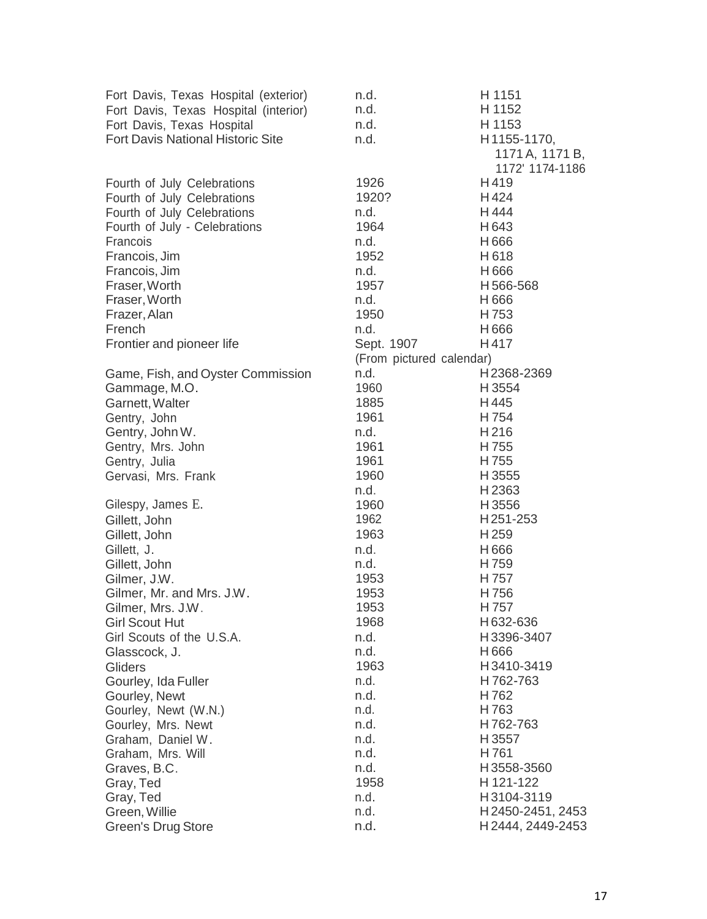| | | |
|---|---|---|
| Fort Davis, Texas Hospital (exterior) | n.d. | H 1151 |
| Fort Davis, Texas Hospital (interior) | n.d. | H 1152 |
| Fort Davis, Texas Hospital | n.d. | H 1153 |
| Fort Davis National Historic Site | n.d. | H 1155-1170, 1171 A, 1171 B, 1172' 1174-1186 |
| Fourth of July Celebrations | 1926 | H 419 |
| Fourth of July Celebrations | 1920? | H 424 |
| Fourth of July Celebrations | n.d. | H 444 |
| Fourth of July - Celebrations | 1964 | H 643 |
| Francois | n.d. | H 666 |
| Francois, Jim | 1952 | H 618 |
| Francois, Jim | n.d. | H 666 |
| Fraser, Worth | 1957 | H 566-568 |
| Fraser, Worth | n.d. | H 666 |
| Frazer, Alan | 1950 | H 753 |
| French | n.d. | H 666 |
| Frontier and pioneer life | Sept. 1907 (From pictured calendar) | H 417 |
| Game, Fish, and Oyster Commission | n.d. | H 2368-2369 |
| Gammage, M.O. | 1960 | H 3554 |
| Garnett, Walter | 1885 | H 445 |
| Gentry, John | 1961 | H 754 |
| Gentry, John W. | n.d. | H 216 |
| Gentry, Mrs. John | 1961 | H 755 |
| Gentry, Julia | 1961 | H 755 |
| Gervasi, Mrs. Frank | 1960 | H 3555 |
| | n.d. | H 2363 |
| Gilespy, James E. | 1960 | H 3556 |
| Gillett, John | 1962 | H 251-253 |
| Gillett, John | 1963 | H 259 |
| Gillett, J. | n.d. | H 666 |
| Gillett, John | n.d. | H 759 |
| Gilmer, J.W. | 1953 | H 757 |
| Gilmer, Mr. and Mrs. J.W. | 1953 | H 756 |
| Gilmer, Mrs. J.W. | 1953 | H 757 |
| Girl Scout Hut | 1968 | H 632-636 |
| Girl Scouts of the U.S.A. | n.d. | H 3396-3407 |
| Glasscock, J. | n.d. | H 666 |
| Gliders | 1963 | H 3410-3419 |
| Gourley, Ida Fuller | n.d. | H 762-763 |
| Gourley, Newt | n.d. | H 762 |
| Gourley, Newt (W.N.) | n.d. | H 763 |
| Gourley, Mrs. Newt | n.d. | H 762-763 |
| Graham, Daniel W. | n.d. | H 3557 |
| Graham, Mrs. Will | n.d. | H 761 |
| Graves, B.C. | n.d. | H 3558-3560 |
| Gray, Ted | 1958 | H 121-122 |
| Gray, Ted | n.d. | H 3104-3119 |
| Green, Willie | n.d. | H 2450-2451, 2453 |
| Green's Drug Store | n.d. | H 2444, 2449-2453 |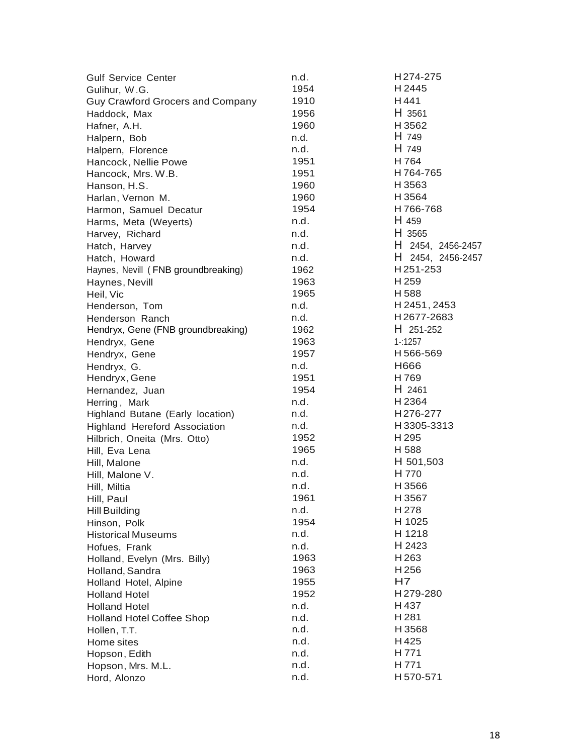| | | |
|---|---|---|
| Gulf Service Center | n.d. | H 274-275 |
| Gulihur, W.G. | 1954 | H 2445 |
| Guy Crawford Grocers and Company | 1910 | H 441 |
| Haddock, Max | 1956 | H 3561 |
| Hafner, A.H. | 1960 | H 3562 |
| Halpern, Bob | n.d. | H 749 |
| Halpern, Florence | n.d. | H 749 |
| Hancock, Nellie Powe | 1951 | H 764 |
| Hancock, Mrs. W.B. | 1951 | H 764-765 |
| Hanson, H.S. | 1960 | H 3563 |
| Harlan, Vernon M. | 1960 | H 3564 |
| Harmon, Samuel Decatur | 1954 | H 766-768 |
| Harms, Meta (Weyerts) | n.d. | H 459 |
| Harvey, Richard | n.d. | H 3565 |
| Hatch, Harvey | n.d. | H 2454, 2456-2457 |
| Hatch, Howard | n.d. | H 2454, 2456-2457 |
| Haynes, Nevill (FNB groundbreaking) | 1962 | H 251-253 |
| Haynes, Nevill | 1963 | H 259 |
| Heil, Vic | 1965 | H 588 |
| Henderson, Tom | n.d. | H 2451, 2453 |
| Henderson Ranch | n.d. | H 2677-2683 |
| Hendryx, Gene (FNB groundbreaking) | 1962 | H 251-252 |
| Hendryx, Gene | 1963 | 1-:1257 |
| Hendryx, Gene | 1957 | H 566-569 |
| Hendryx, G. | n.d. | H666 |
| Hendryx, Gene | 1951 | H 769 |
| Hernandez, Juan | 1954 | H 2461 |
| Herring, Mark | n.d. | H 2364 |
| Highland Butane (Early location) | n.d. | H 276-277 |
| Highland Hereford Association | n.d. | H 3305-3313 |
| Hilbrich, Oneita (Mrs. Otto) | 1952 | H 295 |
| Hill, Eva Lena | 1965 | H 588 |
| Hill, Malone | n.d. | H 501,503 |
| Hill, Malone V. | n.d. | H 770 |
| Hill, Miltia | n.d. | H 3566 |
| Hill, Paul | 1961 | H 3567 |
| Hill Building | n.d. | H 278 |
| Hinson, Polk | 1954 | H 1025 |
| Historical Museums | n.d. | H 1218 |
| Hofues, Frank | n.d. | H 2423 |
| Holland, Evelyn (Mrs. Billy) | 1963 | H 263 |
| Holland, Sandra | 1963 | H 256 |
| Holland Hotel, Alpine | 1955 | H7 |
| Holland Hotel | 1952 | H 279-280 |
| Holland Hotel | n.d. | H 437 |
| Holland Hotel Coffee Shop | n.d. | H 281 |
| Hollen, T.T. | n.d. | H 3568 |
| Home sites | n.d. | H 425 |
| Hopson, Edith | n.d. | H 771 |
| Hopson, Mrs. M.L. | n.d. | H 771 |
| Hord, Alonzo | n.d. | H 570-571 |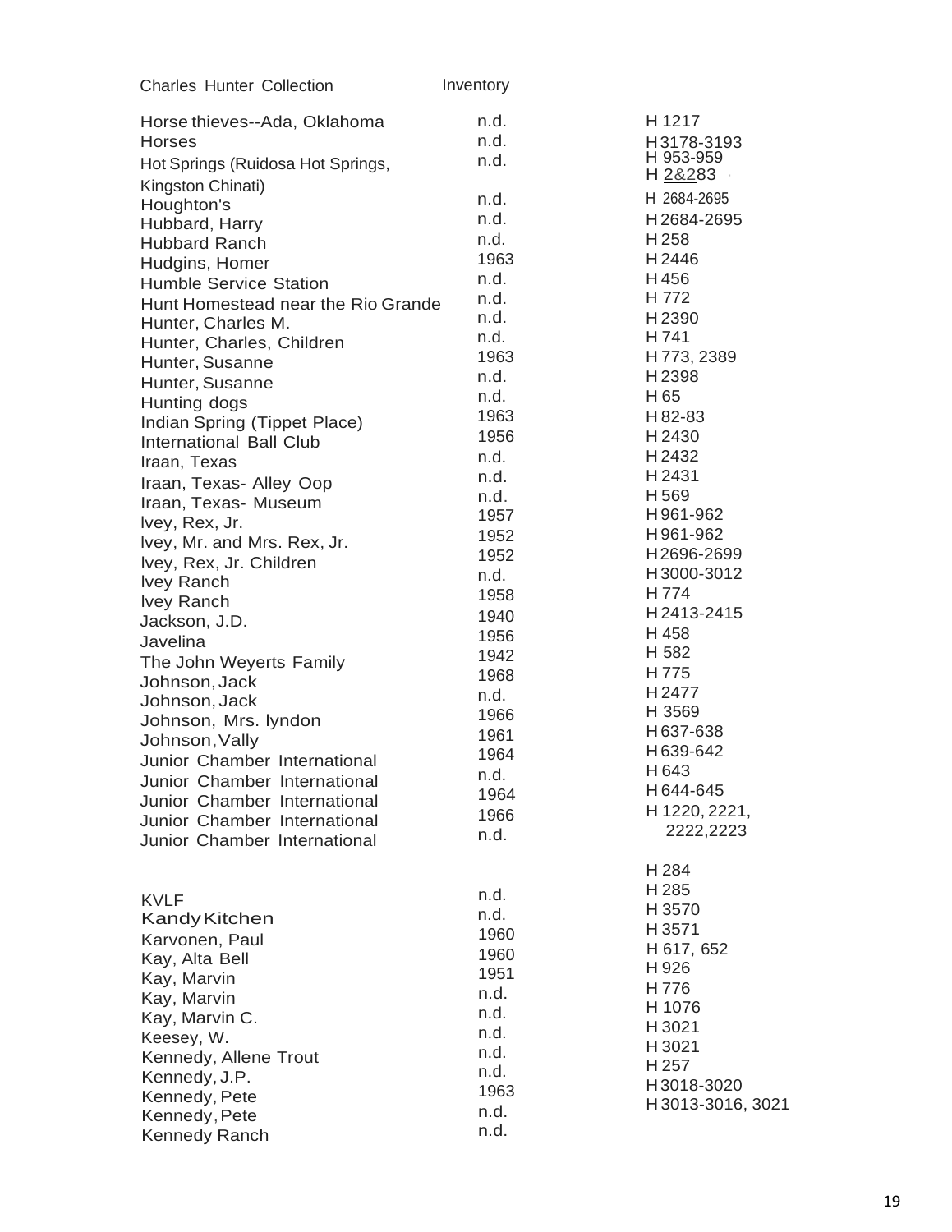| Subject | Date | Number |
|---|---|---|
| Horse thieves--Ada, Oklahoma | n.d. | H 1217 |
| Horses | n.d. | H 3178-3193 |
| Hot Springs (Ruidosa Hot Springs, Kingston Chinati) | n.d. | H 953-959<br>H 2&283 |
| Houghton's | n.d. | H 2684-2695 |
| Hubbard, Harry | n.d. | H 2684-2695 |
| Hubbard Ranch | n.d. | H 258 |
| Hudgins, Homer | 1963 | H 2446 |
| Humble Service Station | n.d. | H 456 |
| Hunt Homestead near the Rio Grande | n.d. | H 772 |
| Hunter, Charles M. | n.d. | H 2390 |
| Hunter, Charles, Children | n.d. | H 741 |
| Hunter, Susanne | 1963 | H 773, 2389 |
| Hunter, Susanne | n.d. | H 2398 |
| Hunting dogs | n.d. | H 65 |
| Indian Spring (Tippet Place) | 1963 | H 82-83 |
| International Ball Club | 1956 | H 2430 |
| Iraan, Texas | n.d. | H 2432 |
| Iraan, Texas- Alley Oop | n.d. | H 2431 |
| Iraan, Texas- Museum | n.d. | H 569 |
| Ivey, Rex, Jr. | 1957 | H 961-962 |
| Ivey, Mr. and Mrs. Rex, Jr. | 1952 | H 961-962 |
| Ivey, Rex, Jr. Children | 1952 | H 2696-2699 |
| Ivey Ranch | n.d. | H 3000-3012 |
| Ivey Ranch | 1958 | H 774 |
| Jackson, J.D. | 1940 | H 2413-2415 |
| Javelina | 1956 | H 458 |
| The John Weyerts Family | 1942 | H 582 |
| Johnson, Jack | 1968 | H 775 |
| Johnson, Jack | n.d. | H 2477 |
| Johnson, Mrs. lyndon | 1966 | H 3569 |
| Johnson, Vally | 1961 | H 637-638 |
| Junior Chamber International | 1964 | H 639-642 |
| Junior Chamber International | n.d. | H 643 |
| Junior Chamber International | 1964 | H 644-645 |
| Junior Chamber International | 1966 | H 1220, 2221, 2222,2223 |
| Junior Chamber International | n.d. | |
| KVLF | n.d. | H 284 |
| Kandy Kitchen | n.d. | H 285 |
| Karvonen, Paul | 1960 | H 3570 |
| Kay, Alta Bell | 1960 | H 3571 |
| Kay, Marvin | 1951 | H 617, 652 |
| Kay, Marvin | n.d. | H 926 |
| Kay, Marvin C. | n.d. | H 776 |
| Keesey, W. | n.d. | H 1076 |
| Kennedy, Allene Trout | n.d. | H 3021 |
| Kennedy, J.P. | n.d. | H 3021 |
| Kennedy, Pete | 1963 | H 257 |
| Kennedy, Pete | n.d. | H 3018-3020 |
| Kennedy Ranch | n.d. | H 3013-3016, 3021 |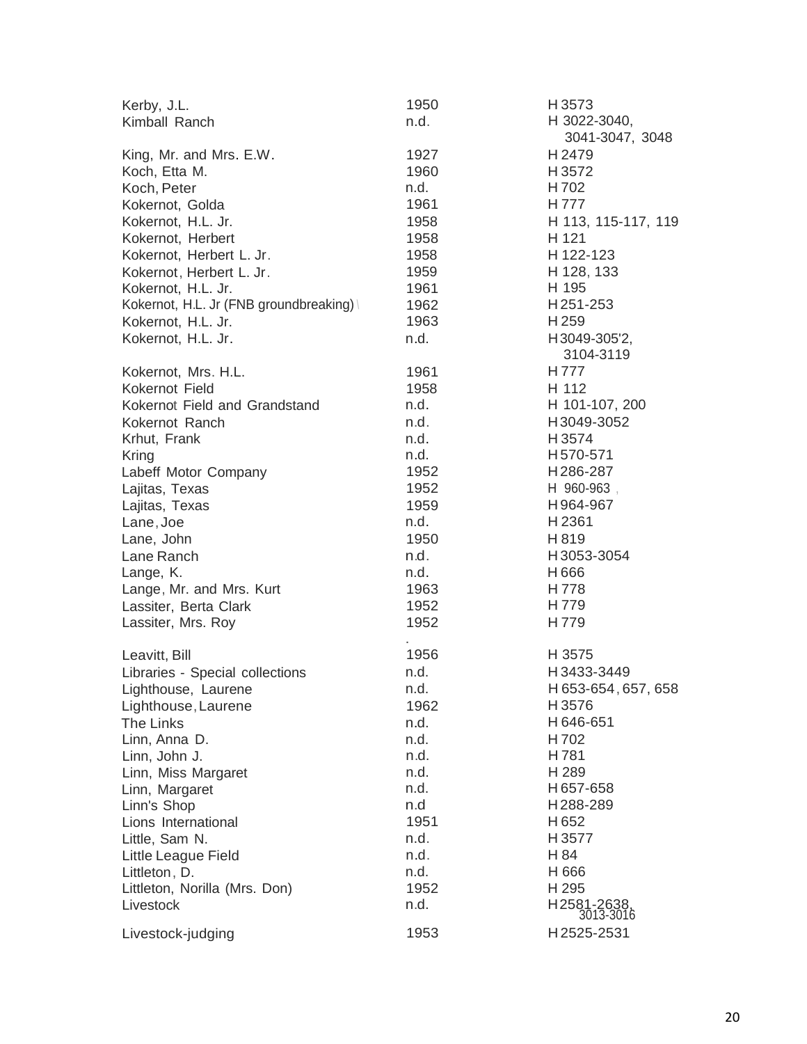| | | |
|---|---|---|
| Kerby, J.L. | 1950 | H 3573 |
| Kimball Ranch | n.d. | H 3022-3040, 3041-3047, 3048 |
| King, Mr. and Mrs. E.W. | 1927 | H 2479 |
| Koch, Etta M. | 1960 | H 3572 |
| Koch, Peter | n.d. | H 702 |
| Kokernot, Golda | 1961 | H 777 |
| Kokernot, H.L. Jr. | 1958 | H 113, 115-117, 119 |
| Kokernot, Herbert | 1958 | H 121 |
| Kokernot, Herbert L. Jr. | 1958 | H 122-123 |
| Kokernot, Herbert L. Jr. | 1959 | H 128, 133 |
| Kokernot, H.L. Jr. | 1961 | H 195 |
| Kokernot, H.L. Jr (FNB groundbreaking) | 1962 | H 251-253 |
| Kokernot, H.L. Jr. | 1963 | H 259 |
| Kokernot, H.L. Jr. | n.d. | H 3049-305'2, 3104-3119 |
| Kokernot, Mrs. H.L. | 1961 | H 777 |
| Kokernot Field | 1958 | H 112 |
| Kokernot Field and Grandstand | n.d. | H 101-107, 200 |
| Kokernot Ranch | n.d. | H 3049-3052 |
| Krhut, Frank | n.d. | H 3574 |
| Kring | n.d. | H 570-571 |
| Labeff Motor Company | 1952 | H 286-287 |
| Lajitas, Texas | 1952 | H 960-963 |
| Lajitas, Texas | 1959 | H 964-967 |
| Lane, Joe | n.d. | H 2361 |
| Lane, John | 1950 | H 819 |
| Lane Ranch | n.d. | H 3053-3054 |
| Lange, K. | n.d. | H 666 |
| Lange, Mr. and Mrs. Kurt | 1963 | H 778 |
| Lassiter, Berta Clark | 1952 | H 779 |
| Lassiter, Mrs. Roy | 1952 | H 779 |
| Leavitt, Bill | 1956 | H 3575 |
| Libraries - Special collections | n.d. | H 3433-3449 |
| Lighthouse, Laurene | n.d. | H 653-654, 657, 658 |
| Lighthouse, Laurene | 1962 | H 3576 |
| The Links | n.d. | H 646-651 |
| Linn, Anna D. | n.d. | H 702 |
| Linn, John J. | n.d. | H 781 |
| Linn, Miss Margaret | n.d. | H 289 |
| Linn, Margaret | n.d. | H 657-658 |
| Linn's Shop | n.d | H 288-289 |
| Lions International | 1951 | H 652 |
| Little, Sam N. | n.d. | H 3577 |
| Little League Field | n.d. | H 84 |
| Littleton, D. | n.d. | H 666 |
| Littleton, Norilla (Mrs. Don) | 1952 | H 295 |
| Livestock | n.d. | H 2581-2638, 3013-3016 |
| Livestock-judging | 1953 | H 2525-2531 |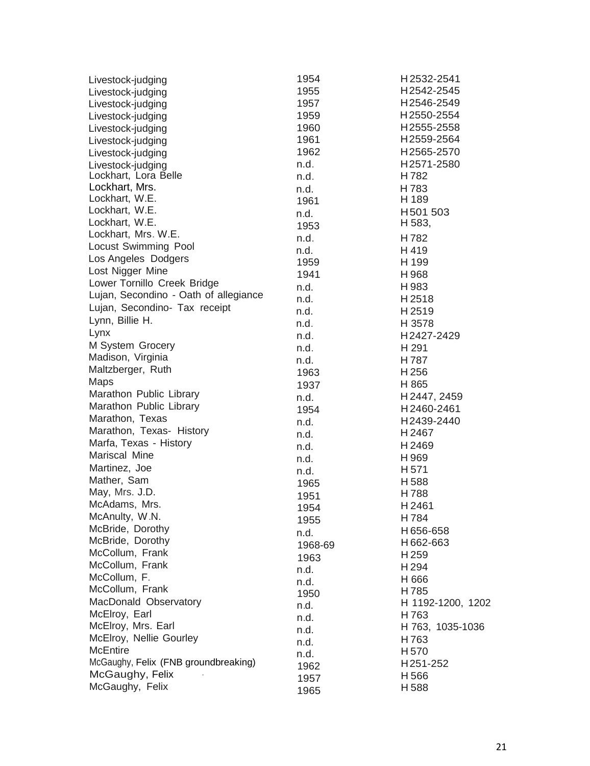| | | |
|---|---|---|
| Livestock-judging | 1954 | H 2532-2541 |
| Livestock-judging | 1955 | H 2542-2545 |
| Livestock-judging | 1957 | H 2546-2549 |
| Livestock-judging | 1959 | H 2550-2554 |
| Livestock-judging | 1960 | H 2555-2558 |
| Livestock-judging | 1961 | H 2559-2564 |
| Livestock-judging | 1962 | H 2565-2570 |
| Livestock-judging | n.d. | H 2571-2580 |
| Lockhart, Lora Belle | n.d. | H 782 |
| Lockhart, Mrs. | n.d. | H 783 |
| Lockhart, W.E. | 1961 | H 189 |
| Lockhart, W.E. | n.d. | H 501 503 |
| Lockhart, W.E. | 1953 | H 583, |
| Lockhart, Mrs. W.E. | n.d. | H 782 |
| Locust Swimming Pool | n.d. | H 419 |
| Los Angeles Dodgers | 1959 | H 199 |
| Lost Nigger Mine | 1941 | H 968 |
| Lower Tornillo Creek Bridge | n.d. | H 983 |
| Lujan, Secondino - Oath of allegiance | n.d. | H 2518 |
| Lujan, Secondino- Tax receipt | n.d. | H 2519 |
| Lynn, Billie H. | n.d. | H 3578 |
| Lynx | n.d. | H 2427-2429 |
| M System Grocery | n.d. | H 291 |
| Madison, Virginia | n.d. | H 787 |
| Maltzberger, Ruth | 1963 | H 256 |
| Maps | 1937 | H 865 |
| Marathon Public Library | n.d. | H 2447, 2459 |
| Marathon Public Library | 1954 | H 2460-2461 |
| Marathon, Texas | n.d. | H 2439-2440 |
| Marathon, Texas- History | n.d. | H 2467 |
| Marfa, Texas - History | n.d. | H 2469 |
| Mariscal Mine | n.d. | H 969 |
| Martinez, Joe | n.d. | H 571 |
| Mather, Sam | 1965 | H 588 |
| May, Mrs. J.D. | 1951 | H 788 |
| McAdams, Mrs. | 1954 | H 2461 |
| McAnulty, W.N. | 1955 | H 784 |
| McBride, Dorothy | n.d. | H 656-658 |
| McBride, Dorothy | 1968-69 | H 662-663 |
| McCollum, Frank | 1963 | H 259 |
| McCollum, Frank | n.d. | H 294 |
| McCollum, F. | n.d. | H 666 |
| McCollum, Frank | 1950 | H 785 |
| MacDonald Observatory | n.d. | H 1192-1200, 1202 |
| McElroy, Earl | n.d. | H 763 |
| McElroy, Mrs. Earl | n.d. | H 763, 1035-1036 |
| McElroy, Nellie Gourley | n.d. | H 763 |
| McEntire | n.d. | H 570 |
| McGaughy, Felix (FNB groundbreaking) | 1962 | H 251-252 |
| McGaughy, Felix | 1957 | H 566 |
| McGaughy, Felix | 1965 | H 588 |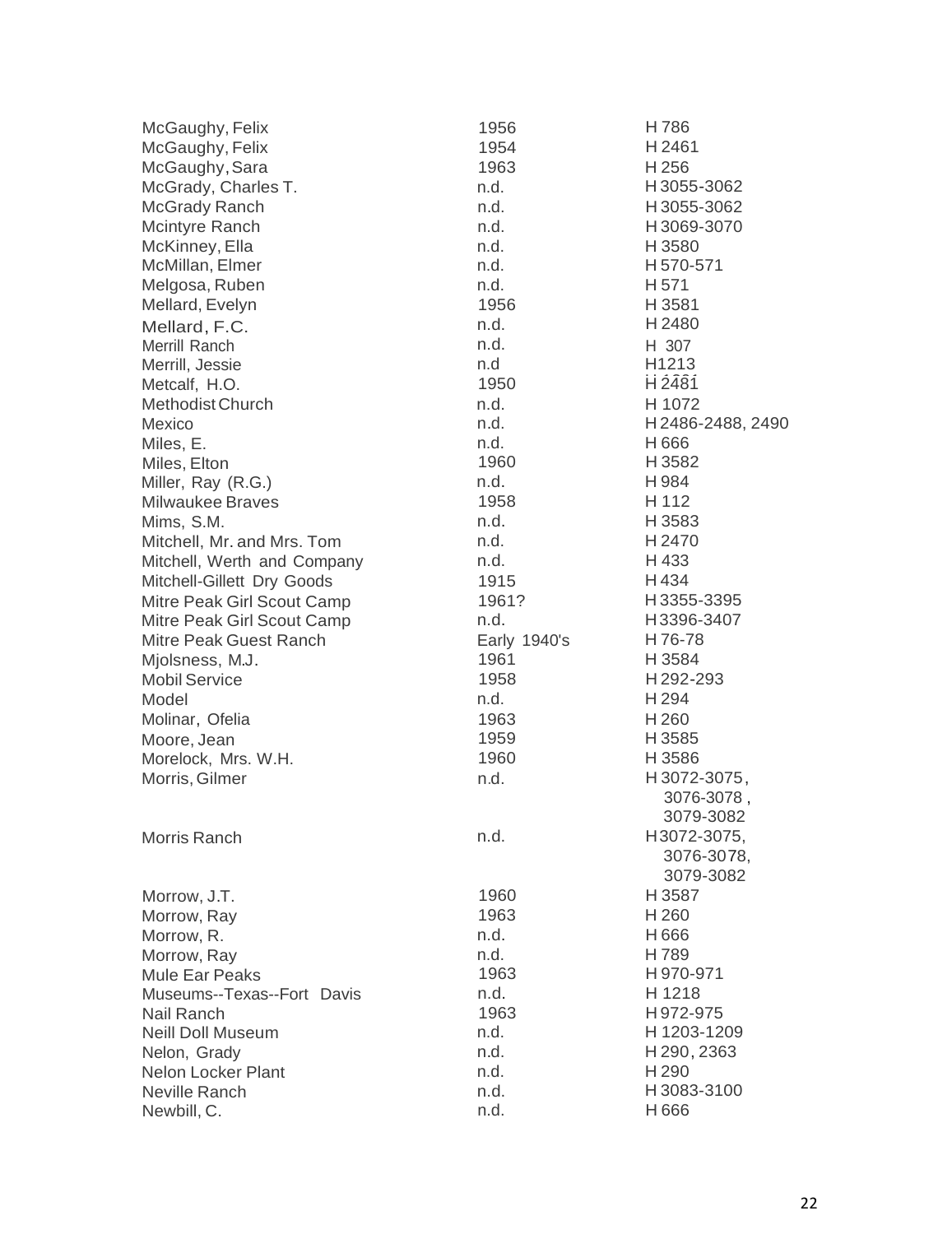| | | |
|---|---|---|
| McGaughy, Felix | 1956 | H 786 |
| McGaughy, Felix | 1954 | H 2461 |
| McGaughy, Sara | 1963 | H 256 |
| McGrady, Charles T. | n.d. | H 3055-3062 |
| McGrady Ranch | n.d. | H 3055-3062 |
| Mcintyre Ranch | n.d. | H 3069-3070 |
| McKinney, Ella | n.d. | H 3580 |
| McMillan, Elmer | n.d. | H 570-571 |
| Melgosa, Ruben | n.d. | H 571 |
| Mellard, Evelyn | 1956 | H 3581 |
| Mellard, F.C. | n.d. | H 2480 |
| Merrill Ranch | n.d. | H 307 |
| Merrill, Jessie | n.d | H1213 |
| Metcalf, H.O. | 1950 | H 2481 |
| Methodist Church | n.d. | H 1072 |
| Mexico | n.d. | H 2486-2488, 2490 |
| Miles, E. | n.d. | H 666 |
| Miles, Elton | 1960 | H 3582 |
| Miller, Ray (R.G.) | n.d. | H 984 |
| Milwaukee Braves | 1958 | H 112 |
| Mims, S.M. | n.d. | H 3583 |
| Mitchell, Mr. and Mrs. Tom | n.d. | H 2470 |
| Mitchell, Werth and Company | n.d. | H 433 |
| Mitchell-Gillett Dry Goods | 1915 | H 434 |
| Mitre Peak Girl Scout Camp | 1961? | H 3355-3395 |
| Mitre Peak Girl Scout Camp | n.d. | H 3396-3407 |
| Mitre Peak Guest Ranch | Early 1940's | H 76-78 |
| Mjolsness, M.J. | 1961 | H 3584 |
| Mobil Service | 1958 | H 292-293 |
| Model | n.d. | H 294 |
| Molinar, Ofelia | 1963 | H 260 |
| Moore, Jean | 1959 | H 3585 |
| Morelock, Mrs. W.H. | 1960 | H 3586 |
| Morris, Gilmer | n.d. | H 3072-3075, 3076-3078, 3079-3082 |
| Morris Ranch | n.d. | H 3072-3075, 3076-3078, 3079-3082 |
| Morrow, J.T. | 1960 | H 3587 |
| Morrow, Ray | 1963 | H 260 |
| Morrow, R. | n.d. | H 666 |
| Morrow, Ray | n.d. | H 789 |
| Mule Ear Peaks | 1963 | H 970-971 |
| Museums--Texas--Fort Davis | n.d. | H 1218 |
| Nail Ranch | 1963 | H 972-975 |
| Neill Doll Museum | n.d. | H 1203-1209 |
| Nelon, Grady | n.d. | H 290, 2363 |
| Nelon Locker Plant | n.d. | H 290 |
| Neville Ranch | n.d. | H 3083-3100 |
| Newbill, C. | n.d. | H 666 |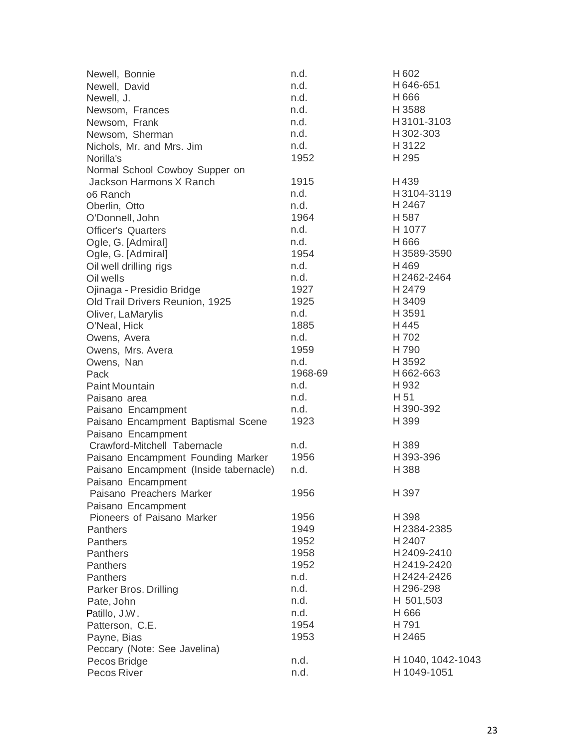| | | |
|---|---|---|
| Newell, Bonnie | n.d. | H 602 |
| Newell, David | n.d. | H 646-651 |
| Newell, J. | n.d. | H 666 |
| Newsom, Frances | n.d. | H 3588 |
| Newsom, Frank | n.d. | H 3101-3103 |
| Newsom, Sherman | n.d. | H 302-303 |
| Nichols, Mr. and Mrs. Jim | n.d. | H 3122 |
| Norilla's | 1952 | H 295 |
| Normal School Cowboy Supper on Jackson Harmons X Ranch | 1915 | H 439 |
| o6 Ranch | n.d. | H 3104-3119 |
| Oberlin, Otto | n.d. | H 2467 |
| O'Donnell, John | 1964 | H 587 |
| Officer's Quarters | n.d. | H 1077 |
| Ogle, G. [Admiral] | n.d. | H 666 |
| Ogle, G. [Admiral] | 1954 | H 3589-3590 |
| Oil well drilling rigs | n.d. | H 469 |
| Oil wells | n.d. | H 2462-2464 |
| Ojinaga - Presidio Bridge | 1927 | H 2479 |
| Old Trail Drivers Reunion, 1925 | 1925 | H 3409 |
| Oliver, LaMarylis | n.d. | H 3591 |
| O'Neal, Hick | 1885 | H 445 |
| Owens, Avera | n.d. | H 702 |
| Owens, Mrs. Avera | 1959 | H 790 |
| Owens, Nan | n.d. | H 3592 |
| Pack | 1968-69 | H 662-663 |
| Paint Mountain | n.d. | H 932 |
| Paisano area | n.d. | H 51 |
| Paisano Encampment | n.d. | H 390-392 |
| Paisano Encampment Baptismal Scene | 1923 | H 399 |
| Paisano Encampment Crawford-Mitchell Tabernacle | n.d. | H 389 |
| Paisano Encampment Founding Marker | 1956 | H 393-396 |
| Paisano Encampment (Inside tabernacle) | n.d. | H 388 |
| Paisano Encampment Paisano Preachers Marker | 1956 | H 397 |
| Paisano Encampment Pioneers of Paisano Marker | 1956 | H 398 |
| Panthers | 1949 | H 2384-2385 |
| Panthers | 1952 | H 2407 |
| Panthers | 1958 | H 2409-2410 |
| Panthers | 1952 | H 2419-2420 |
| Panthers | n.d. | H 2424-2426 |
| Parker Bros. Drilling | n.d. | H 296-298 |
| Pate, John | n.d. | H 501,503 |
| Patillo, J.W. | n.d. | H 666 |
| Patterson, C.E. | 1954 | H 791 |
| Payne, Bias | 1953 | H 2465 |
| Peccary (Note: See Javelina) | | |
| Pecos Bridge | n.d. | H 1040, 1042-1043 |
| Pecos River | n.d. | H 1049-1051 |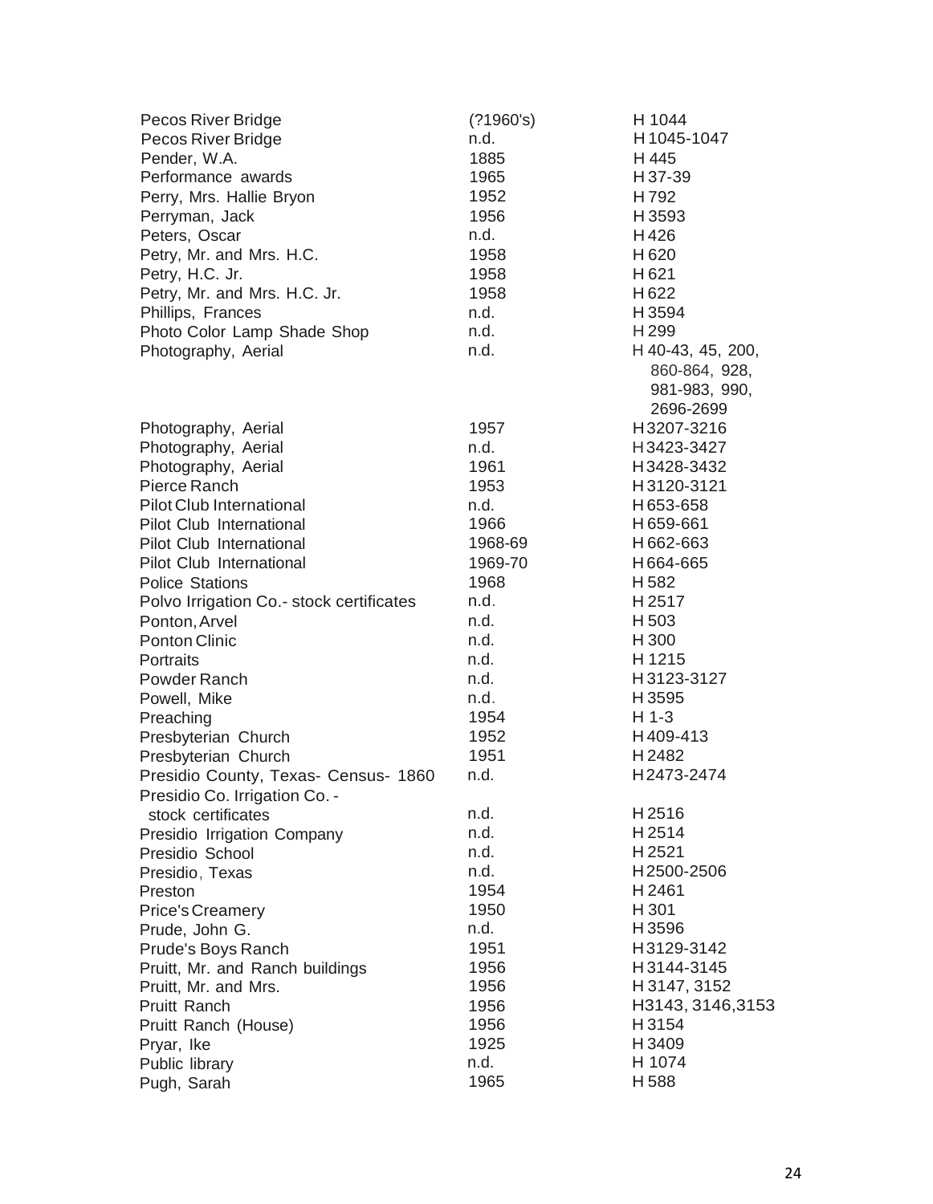| | | |
|---|---|---|
| Pecos River Bridge | (?1960's) | H 1044 |
| Pecos River Bridge | n.d. | H 1045-1047 |
| Pender, W.A. | 1885 | H 445 |
| Performance awards | 1965 | H 37-39 |
| Perry, Mrs. Hallie Bryon | 1952 | H 792 |
| Perryman, Jack | 1956 | H 3593 |
| Peters, Oscar | n.d. | H 426 |
| Petry, Mr. and Mrs. H.C. | 1958 | H 620 |
| Petry, H.C. Jr. | 1958 | H 621 |
| Petry, Mr. and Mrs. H.C. Jr. | 1958 | H 622 |
| Phillips, Frances | n.d. | H 3594 |
| Photo Color Lamp Shade Shop | n.d. | H 299 |
| Photography, Aerial | n.d. | H 40-43, 45, 200, 860-864, 928, 981-983, 990, 2696-2699 |
| Photography, Aerial | 1957 | H 3207-3216 |
| Photography, Aerial | n.d. | H 3423-3427 |
| Photography, Aerial | 1961 | H 3428-3432 |
| Pierce Ranch | 1953 | H 3120-3121 |
| Pilot Club International | n.d. | H 653-658 |
| Pilot Club International | 1966 | H 659-661 |
| Pilot Club International | 1968-69 | H 662-663 |
| Pilot Club International | 1969-70 | H 664-665 |
| Police Stations | 1968 | H 582 |
| Polvo Irrigation Co.- stock certificates | n.d. | H 2517 |
| Ponton, Arvel | n.d. | H 503 |
| Ponton Clinic | n.d. | H 300 |
| Portraits | n.d. | H 1215 |
| Powder Ranch | n.d. | H 3123-3127 |
| Powell, Mike | n.d. | H 3595 |
| Preaching | 1954 | H 1-3 |
| Presbyterian Church | 1952 | H 409-413 |
| Presbyterian Church | 1951 | H 2482 |
| Presidio County, Texas- Census- 1860 | n.d. | H 2473-2474 |
| Presidio Co. Irrigation Co. - stock certificates | n.d. | H 2516 |
| Presidio Irrigation Company | n.d. | H 2514 |
| Presidio School | n.d. | H 2521 |
| Presidio, Texas | n.d. | H 2500-2506 |
| Preston | 1954 | H 2461 |
| Price's Creamery | 1950 | H 301 |
| Prude, John G. | n.d. | H 3596 |
| Prude's Boys Ranch | 1951 | H 3129-3142 |
| Pruitt, Mr. and Ranch buildings | 1956 | H 3144-3145 |
| Pruitt, Mr. and Mrs. | 1956 | H 3147, 3152 |
| Pruitt Ranch | 1956 | H3143, 3146, 3153 |
| Pruitt Ranch (House) | 1956 | H 3154 |
| Pryar, Ike | 1925 | H 3409 |
| Public library | n.d. | H 1074 |
| Pugh, Sarah | 1965 | H 588 |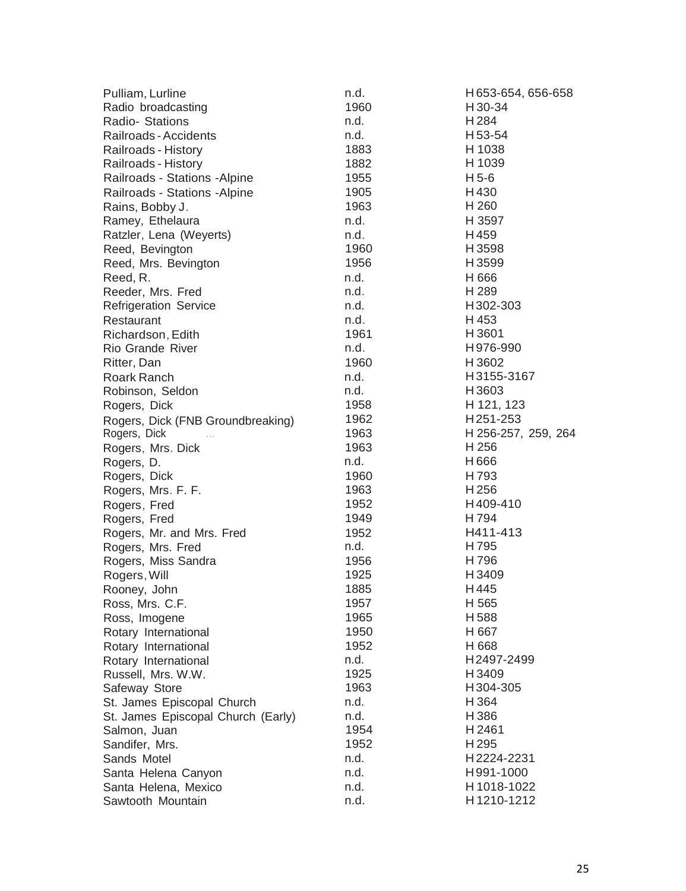| | | |
|---|---|---|
| Pulliam, Lurline | n.d. | H 653-654, 656-658 |
| Radio broadcasting | 1960 | H 30-34 |
| Radio- Stations | n.d. | H 284 |
| Railroads - Accidents | n.d. | H 53-54 |
| Railroads - History | 1883 | H 1038 |
| Railroads - History | 1882 | H 1039 |
| Railroads - Stations -Alpine | 1955 | H 5-6 |
| Railroads - Stations -Alpine | 1905 | H 430 |
| Rains, Bobby J. | 1963 | H 260 |
| Ramey, Ethelaura | n.d. | H 3597 |
| Ratzler, Lena (Weyerts) | n.d. | H 459 |
| Reed, Bevington | 1960 | H 3598 |
| Reed, Mrs. Bevington | 1956 | H 3599 |
| Reed, R. | n.d. | H 666 |
| Reeder, Mrs. Fred | n.d. | H 289 |
| Refrigeration Service | n.d. | H 302-303 |
| Restaurant | n.d. | H 453 |
| Richardson, Edith | 1961 | H 3601 |
| Rio Grande River | n.d. | H 976-990 |
| Ritter, Dan | 1960 | H 3602 |
| Roark Ranch | n.d. | H 3155-3167 |
| Robinson, Seldon | n.d. | H 3603 |
| Rogers, Dick | 1958 | H 121, 123 |
| Rogers, Dick (FNB Groundbreaking) | 1962 | H 251-253 |
| Rogers, Dick | 1963 | H 256-257, 259, 264 |
| Rogers, Mrs. Dick | 1963 | H 256 |
| Rogers, D. | n.d. | H 666 |
| Rogers, Dick | 1960 | H 793 |
| Rogers, Mrs. F. F. | 1963 | H 256 |
| Rogers, Fred | 1952 | H 409-410 |
| Rogers, Fred | 1949 | H 794 |
| Rogers, Mr. and Mrs. Fred | 1952 | H411-413 |
| Rogers, Mrs. Fred | n.d. | H 795 |
| Rogers, Miss Sandra | 1956 | H 796 |
| Rogers, Will | 1925 | H 3409 |
| Rooney, John | 1885 | H 445 |
| Ross, Mrs. C.F. | 1957 | H 565 |
| Ross, Imogene | 1965 | H 588 |
| Rotary International | 1950 | H 667 |
| Rotary International | 1952 | H 668 |
| Rotary International | n.d. | H 2497-2499 |
| Russell, Mrs. W.W. | 1925 | H 3409 |
| Safeway Store | 1963 | H 304-305 |
| St. James Episcopal Church | n.d. | H 364 |
| St. James Episcopal Church (Early) | n.d. | H 386 |
| Salmon, Juan | 1954 | H 2461 |
| Sandifer, Mrs. | 1952 | H 295 |
| Sands Motel | n.d. | H 2224-2231 |
| Santa Helena Canyon | n.d. | H 991-1000 |
| Santa Helena, Mexico | n.d. | H 1018-1022 |
| Sawtooth Mountain | n.d. | H 1210-1212 |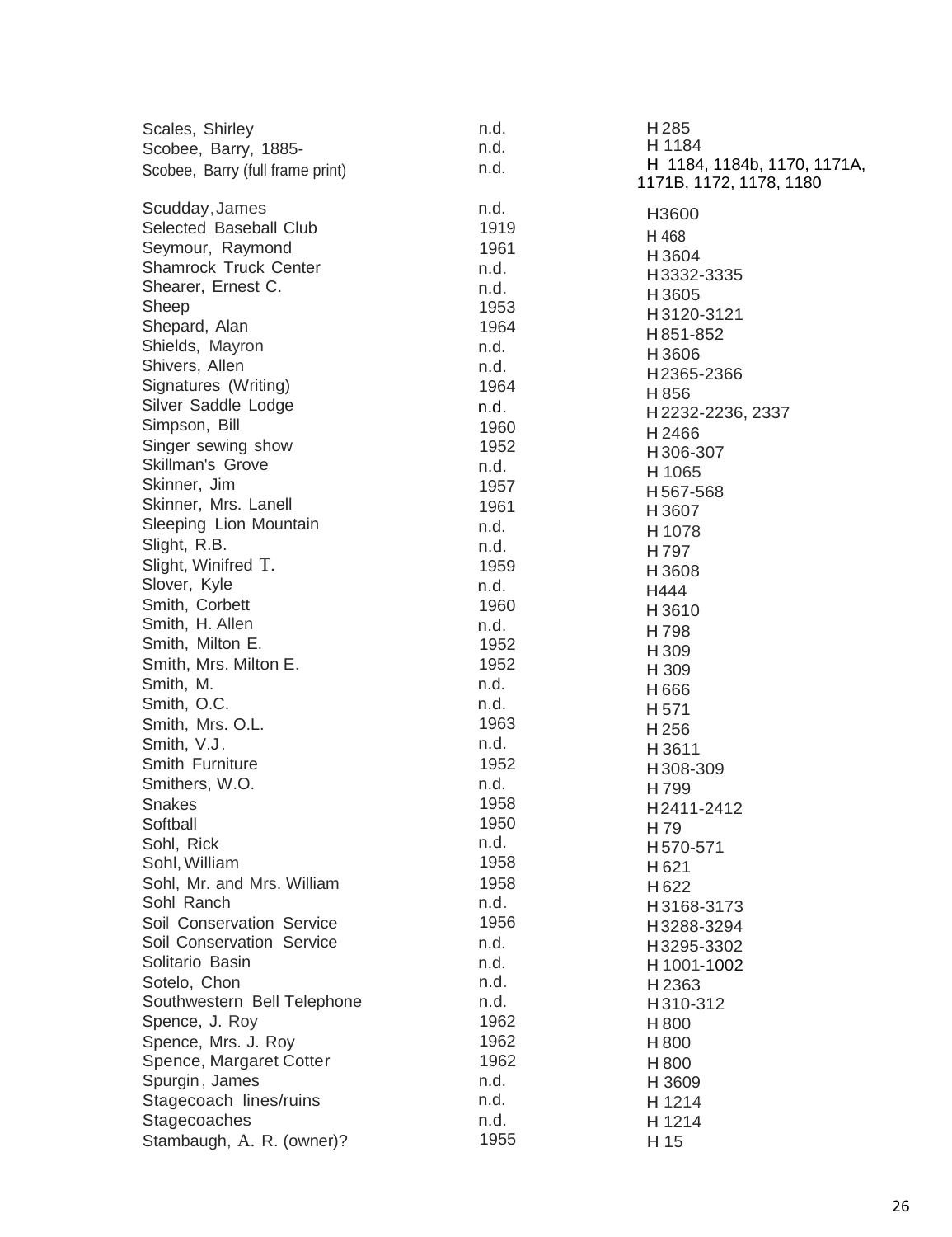| | | |
|---|---|---|
| Scales, Shirley | n.d. | H 285 |
| Scobee, Barry, 1885- | n.d. | H 1184 |
| Scobee, Barry (full frame print) | n.d. | H 1184, 1184b, 1170, 1171A, 1171B, 1172, 1178, 1180 |
| Scudday, James | n.d. | H3600 |
| Selected Baseball Club | 1919 | H 468 |
| Seymour, Raymond | 1961 | H 3604 |
| Shamrock Truck Center | n.d. | H 3332-3335 |
| Shearer, Ernest C. | n.d. | H 3605 |
| Sheep | 1953 | H 3120-3121 |
| Shepard, Alan | 1964 | H 851-852 |
| Shields, Mayron | n.d. | H 3606 |
| Shivers, Allen | n.d. | H 2365-2366 |
| Signatures (Writing) | 1964 | H 856 |
| Silver Saddle Lodge | n.d. | H 2232-2236, 2337 |
| Simpson, Bill | 1960 | H 2466 |
| Singer sewing show | 1952 | H 306-307 |
| Skillman's Grove | n.d. | H 1065 |
| Skinner, Jim | 1957 | H 567-568 |
| Skinner, Mrs. Lanell | 1961 | H 3607 |
| Sleeping Lion Mountain | n.d. | H 1078 |
| Slight, R.B. | n.d. | H 797 |
| Slight, Winifred T. | 1959 | H 3608 |
| Slover, Kyle | n.d. | H444 |
| Smith, Corbett | 1960 | H 3610 |
| Smith, H. Allen | n.d. | H 798 |
| Smith, Milton E. | 1952 | H 309 |
| Smith, Mrs. Milton E. | 1952 | H 309 |
| Smith, M. | n.d. | H 666 |
| Smith, O.C. | n.d. | H 571 |
| Smith, Mrs. O.L. | 1963 | H 256 |
| Smith, V.J. | n.d. | H 3611 |
| Smith Furniture | 1952 | H 308-309 |
| Smithers, W.O. | n.d. | H 799 |
| Snakes | 1958 | H 2411-2412 |
| Softball | 1950 | H 79 |
| Sohl, Rick | n.d. | H 570-571 |
| Sohl, William | 1958 | H 621 |
| Sohl, Mr. and Mrs. William | 1958 | H 622 |
| Sohl Ranch | n.d. | H 3168-3173 |
| Soil Conservation Service | 1956 | H 3288-3294 |
| Soil Conservation Service | n.d. | H 3295-3302 |
| Solitario Basin | n.d. | H 1001-1002 |
| Sotelo, Chon | n.d. | H 2363 |
| Southwestern Bell Telephone | n.d. | H 310-312 |
| Spence, J. Roy | 1962 | H 800 |
| Spence, Mrs. J. Roy | 1962 | H 800 |
| Spence, Margaret Cotter | 1962 | H 800 |
| Spurgin, James | n.d. | H 3609 |
| Stagecoach lines/ruins | n.d. | H 1214 |
| Stagecoaches | n.d. | H 1214 |
| Stambaugh, A. R. (owner)? | 1955 | H 15 |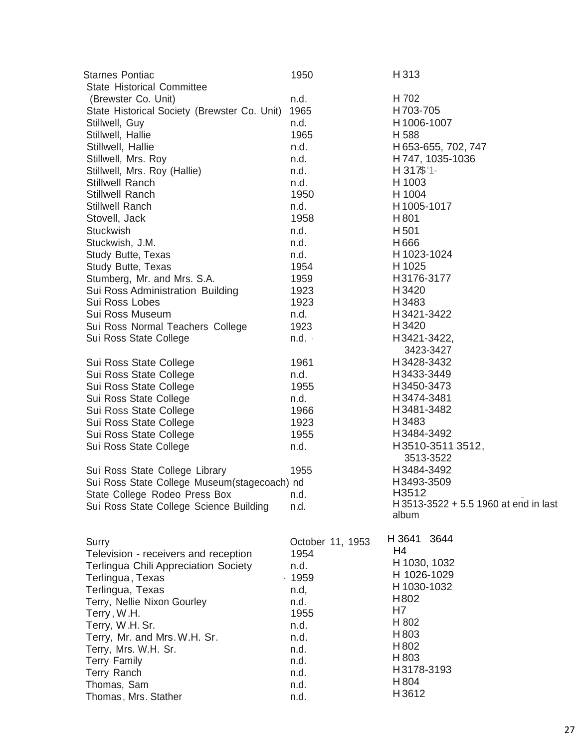| | | |
|---|---|---|
| Starnes Pontiac | 1950 | H 313 |
| State Historical Committee (Brewster Co. Unit) | n.d. | H 702 |
| State Historical Society (Brewster Co. Unit) | 1965 | H 703-705 |
| Stillwell, Guy | n.d. | H 1006-1007 |
| Stillwell, Hallie | 1965 | H 588 |
| Stillwell, Hallie | n.d. | H 653-655, 702, 747 |
| Stillwell, Mrs. Roy | n.d. | H 747, 1035-1036 |
| Stillwell, Mrs. Roy (Hallie) | n.d. | H 317$'1- |
| Stillwell Ranch | n.d. | H 1003 |
| Stillwell Ranch | 1950 | H 1004 |
| Stillwell Ranch | n.d. | H 1005-1017 |
| Stovell, Jack | 1958 | H 801 |
| Stuckwish | n.d. | H 501 |
| Stuckwish, J.M. | n.d. | H 666 |
| Study Butte, Texas | n.d. | H 1023-1024 |
| Study Butte, Texas | 1954 | H 1025 |
| Stumberg, Mr. and Mrs. S.A. | 1959 | H 3176-3177 |
| Sui Ross Administration Building | 1923 | H 3420 |
| Sui Ross Lobes | 1923 | H 3483 |
| Sui Ross Museum | n.d. | H 3421-3422 |
| Sui Ross Normal Teachers College | 1923 | H 3420 |
| Sui Ross State College | n.d. | H 3421-3422, 3423-3427 |
| Sui Ross State College | 1961 | H 3428-3432 |
| Sui Ross State College | n.d. | H 3433-3449 |
| Sui Ross State College | 1955 | H 3450-3473 |
| Sui Ross State College | n.d. | H 3474-3481 |
| Sui Ross State College | 1966 | H 3481-3482 |
| Sui Ross State College | 1923 | H 3483 |
| Sui Ross State College | 1955 | H 3484-3492 |
| Sui Ross State College | n.d. | H 3510-3511, 3512, 3513-3522 |
| Sui Ross State College Library | 1955 | H 3484-3492 |
| Sui Ross State College Museum(stagecoach) | nd | H 3493-3509 |
| State College Rodeo Press Box | n.d. | H3512 |
| Sui Ross State College Science Building | n.d. | H 3513-3522 + 5.5 1960 at end in last album |
| Surry | October 11, 1953 | H 3641 3644 |
| Television - receivers and reception | 1954 | H4 |
| Terlingua Chili Appreciation Society | n.d. | H 1030, 1032 |
| Terlingua, Texas | 1959 | H 1026-1029 |
| Terlingua, Texas | n.d, | H 1030-1032 |
| Terry, Nellie Nixon Gourley | n.d. | H 802 |
| Terry, W.H. | 1955 | H7 |
| Terry, W.H. Sr. | n.d. | H 802 |
| Terry, Mr. and Mrs. W.H. Sr. | n.d. | H 803 |
| Terry, Mrs. W.H. Sr. | n.d. | H 802 |
| Terry Family | n.d. | H 803 |
| Terry Ranch | n.d. | H 3178-3193 |
| Thomas, Sam | n.d. | H 804 |
| Thomas, Mrs. Stather | n.d. | H 3612 |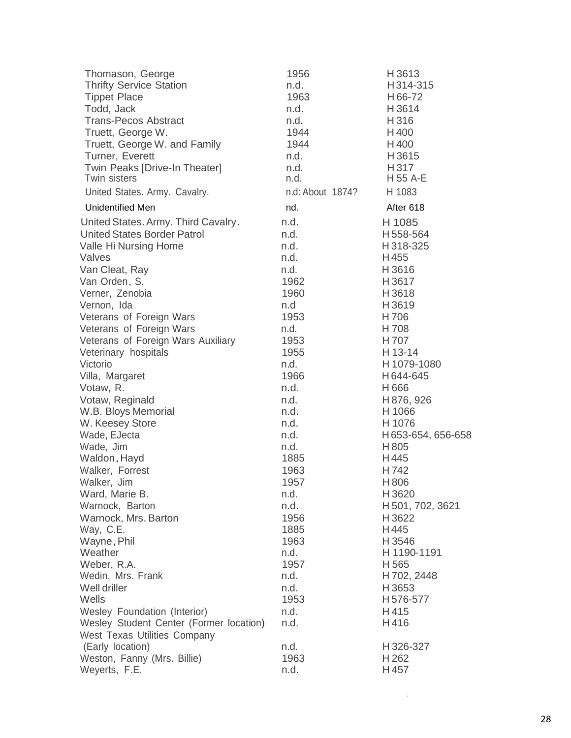| | | |
|---|---|---|
| Thomason, George | 1956 | H 3613 |
| Thrifty Service Station | n.d. | H 314-315 |
| Tippet Place | 1963 | H 66-72 |
| Todd, Jack | n.d. | H 3614 |
| Trans-Pecos Abstract | n.d. | H 316 |
| Truett, George W. | 1944 | H 400 |
| Truett, George W. and Family | 1944 | H 400 |
| Turner, Everett | n.d. | H 3615 |
| Twin Peaks [Drive-In Theater] | n.d. | H 317 |
| Twin sisters | n.d. | H 55 A-E |
| United States. Army. Cavalry. | n.d: About 1874? | H 1083 |
| Unidentified Men | nd. | After 618 |
| United States. Army. Third Cavalry. | n.d. | H 1085 |
| United States Border Patrol | n.d. | H 558-564 |
| Valle Hi Nursing Home | n.d. | H 318-325 |
| Valves | n.d. | H 455 |
| Van Cleat, Ray | n.d. | H 3616 |
| Van Orden, S. | 1962 | H 3617 |
| Verner, Zenobia | 1960 | H 3618 |
| Vernon, Ida | n.d | H 3619 |
| Veterans of Foreign Wars | 1953 | H 706 |
| Veterans of Foreign Wars | n.d. | H 708 |
| Veterans of Foreign Wars Auxiliary | 1953 | H 707 |
| Veterinary hospitals | 1955 | H 13-14 |
| Victorio | n.d. | H 1079-1080 |
| Villa, Margaret | 1966 | H 644-645 |
| Votaw, R. | n.d. | H 666 |
| Votaw, Reginald | n.d. | H 876, 926 |
| W.B. Bloys Memorial | n.d. | H 1066 |
| W. Keesey Store | n.d. | H 1076 |
| Wade, EJecta | n.d. | H 653-654, 656-658 |
| Wade, Jim | n.d. | H 805 |
| Waldon, Hayd | 1885 | H 445 |
| Walker, Forrest | 1963 | H 742 |
| Walker, Jim | 1957 | H 806 |
| Ward, Marie B. | n.d. | H 3620 |
| Warnock, Barton | n.d. | H 501, 702, 3621 |
| Warnock, Mrs. Barton | 1956 | H 3622 |
| Way, C.E. | 1885 | H 445 |
| Wayne, Phil | 1963 | H 3546 |
| Weather | n.d. | H 1190-1191 |
| Weber, R.A. | 1957 | H 565 |
| Wedin, Mrs. Frank | n.d. | H 702, 2448 |
| Well driller | n.d. | H 3653 |
| Wells | 1953 | H 576-577 |
| Wesley Foundation (Interior) | n.d. | H 415 |
| Wesley Student Center (Former location) | n.d. | H 416 |
| West Texas Utilities Company (Early location) | n.d. | H 326-327 |
| Weston, Fanny (Mrs. Billie) | 1963 | H 262 |
| Weyerts, F.E. | n.d. | H 457 |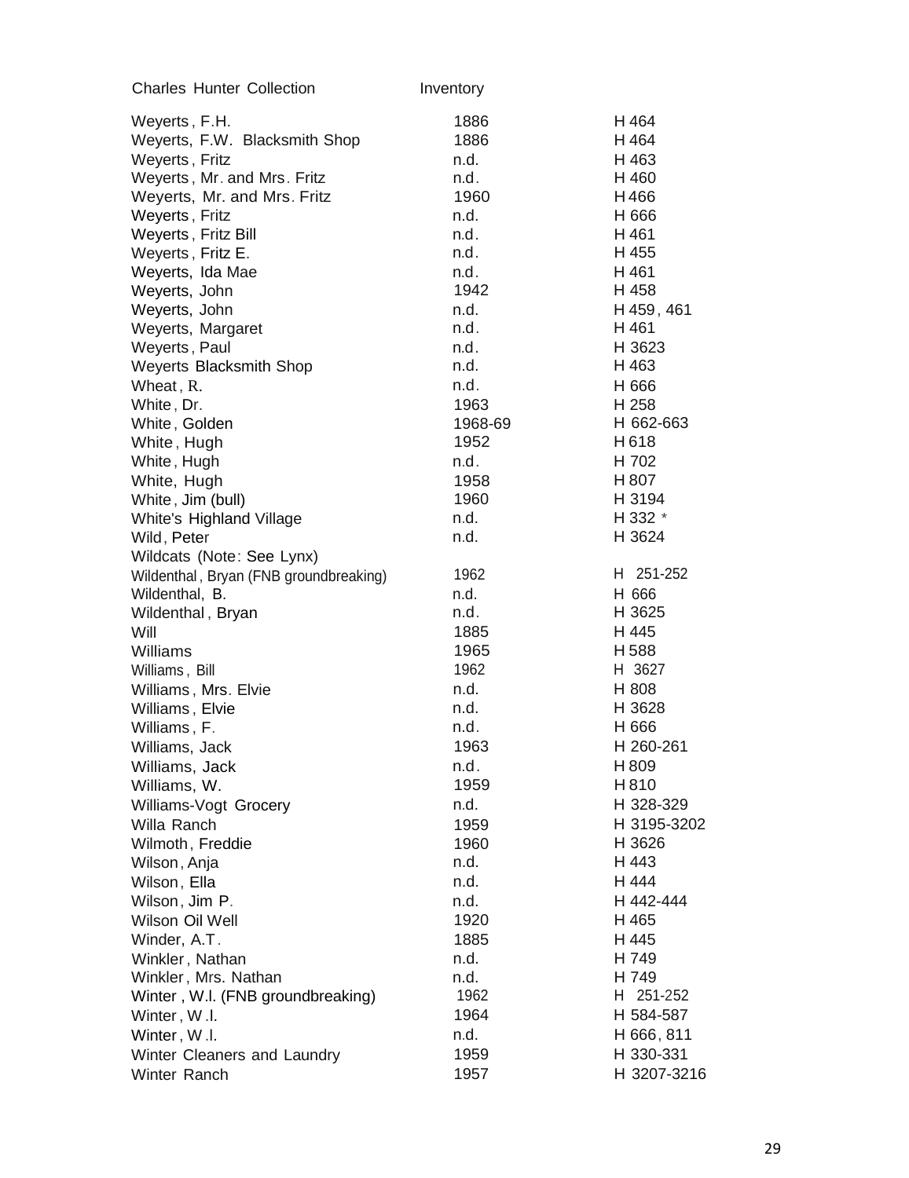Charles Hunter Collection Inventory

| Name | Date | Number |
|---|---|---|
| Weyerts, F.H. | 1886 | H 464 |
| Weyerts, F.W. Blacksmith Shop | 1886 | H 464 |
| Weyerts, Fritz | n.d. | H 463 |
| Weyerts, Mr. and Mrs. Fritz | n.d. | H 460 |
| Weyerts, Mr. and Mrs. Fritz | 1960 | H 466 |
| Weyerts, Fritz | n.d. | H 666 |
| Weyerts, Fritz Bill | n.d. | H 461 |
| Weyerts, Fritz E. | n.d. | H 455 |
| Weyerts, Ida Mae | n.d. | H 461 |
| Weyerts, John | 1942 | H 458 |
| Weyerts, John | n.d. | H 459, 461 |
| Weyerts, Margaret | n.d. | H 461 |
| Weyerts, Paul | n.d. | H 3623 |
| Weyerts Blacksmith Shop | n.d. | H 463 |
| Wheat, R. | n.d. | H 666 |
| White, Dr. | 1963 | H 258 |
| White, Golden | 1968-69 | H 662-663 |
| White, Hugh | 1952 | H 618 |
| White, Hugh | n.d. | H 702 |
| White, Hugh | 1958 | H 807 |
| White, Jim (bull) | 1960 | H 3194 |
| White's Highland Village | n.d. | H 332 * |
| Wild, Peter | n.d. | H 3624 |
| Wildcats (Note: See Lynx) | | |
| Wildenthal, Bryan (FNB groundbreaking) | 1962 | H 251-252 |
| Wildenthal, B. | n.d. | H 666 |
| Wildenthal, Bryan | n.d. | H 3625 |
| Will | 1885 | H 445 |
| Williams | 1965 | H 588 |
| Williams, Bill | 1962 | H 3627 |
| Williams, Mrs. Elvie | n.d. | H 808 |
| Williams, Elvie | n.d. | H 3628 |
| Williams, F. | n.d. | H 666 |
| Williams, Jack | 1963 | H 260-261 |
| Williams, Jack | n.d. | H 809 |
| Williams, W. | 1959 | H 810 |
| Williams-Vogt Grocery | n.d. | H 328-329 |
| Willa Ranch | 1959 | H 3195-3202 |
| Wilmoth, Freddie | 1960 | H 3626 |
| Wilson, Anja | n.d. | H 443 |
| Wilson, Ella | n.d. | H 444 |
| Wilson, Jim P. | n.d. | H 442-444 |
| Wilson Oil Well | 1920 | H 465 |
| Winder, A.T. | 1885 | H 445 |
| Winkler, Nathan | n.d. | H 749 |
| Winkler, Mrs. Nathan | n.d. | H 749 |
| Winter, W.I. (FNB groundbreaking) | 1962 | H 251-252 |
| Winter, W.I. | 1964 | H 584-587 |
| Winter, W.I. | n.d. | H 666, 811 |
| Winter Cleaners and Laundry | 1959 | H 330-331 |
| Winter Ranch | 1957 | H 3207-3216 |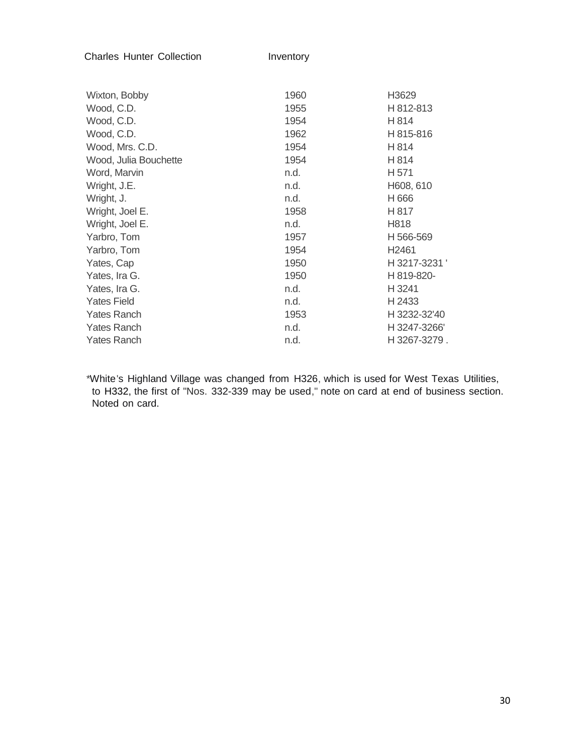| | | |
|---|---|---|
| Wixton, Bobby | 1960 | H3629 |
| Wood, C.D. | 1955 | H 812-813 |
| Wood, C.D. | 1954 | H 814 |
| Wood, C.D. | 1962 | H 815-816 |
| Wood, Mrs. C.D. | 1954 | H 814 |
| Wood, Julia Bouchette | 1954 | H 814 |
| Word, Marvin | n.d. | H 571 |
| Wright, J.E. | n.d. | H608, 610 |
| Wright, J. | n.d. | H 666 |
| Wright, Joel E. | 1958 | H 817 |
| Wright, Joel E. | n.d. | H818 |
| Yarbro, Tom | 1957 | H 566-569 |
| Yarbro, Tom | 1954 | H2461 |
| Yates, Cap | 1950 | H 3217-3231 ' |
| Yates, Ira G. | 1950 | H 819-820- |
| Yates, Ira G. | n.d. | H 3241 |
| Yates Field | n.d. | H 2433 |
| Yates Ranch | 1953 | H 3232-32'40 |
| Yates Ranch | n.d. | H 3247-3266' |
| Yates Ranch | n.d. | H 3267-3279 . |

*White's Highland Village was changed from H326, which is used for West Texas Utilities, to H332, the first of "Nos. 332-339 may be used," note on card at end of business section. Noted on card.